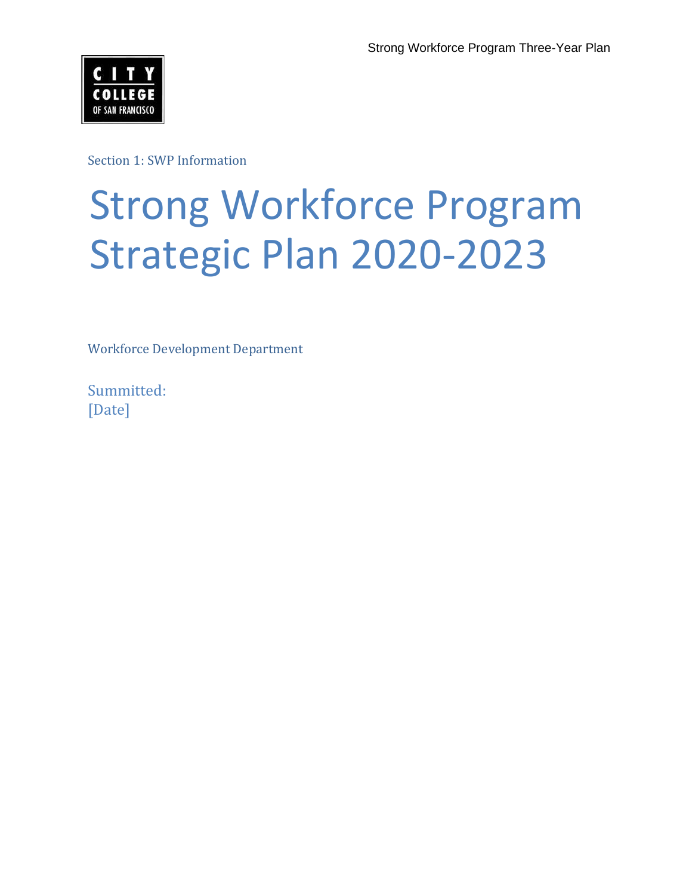Section 1: SWP Information

# Strong Workforce Program Strategic Plan 2020-2023

Workforce Development Department

Summitted:
[Date]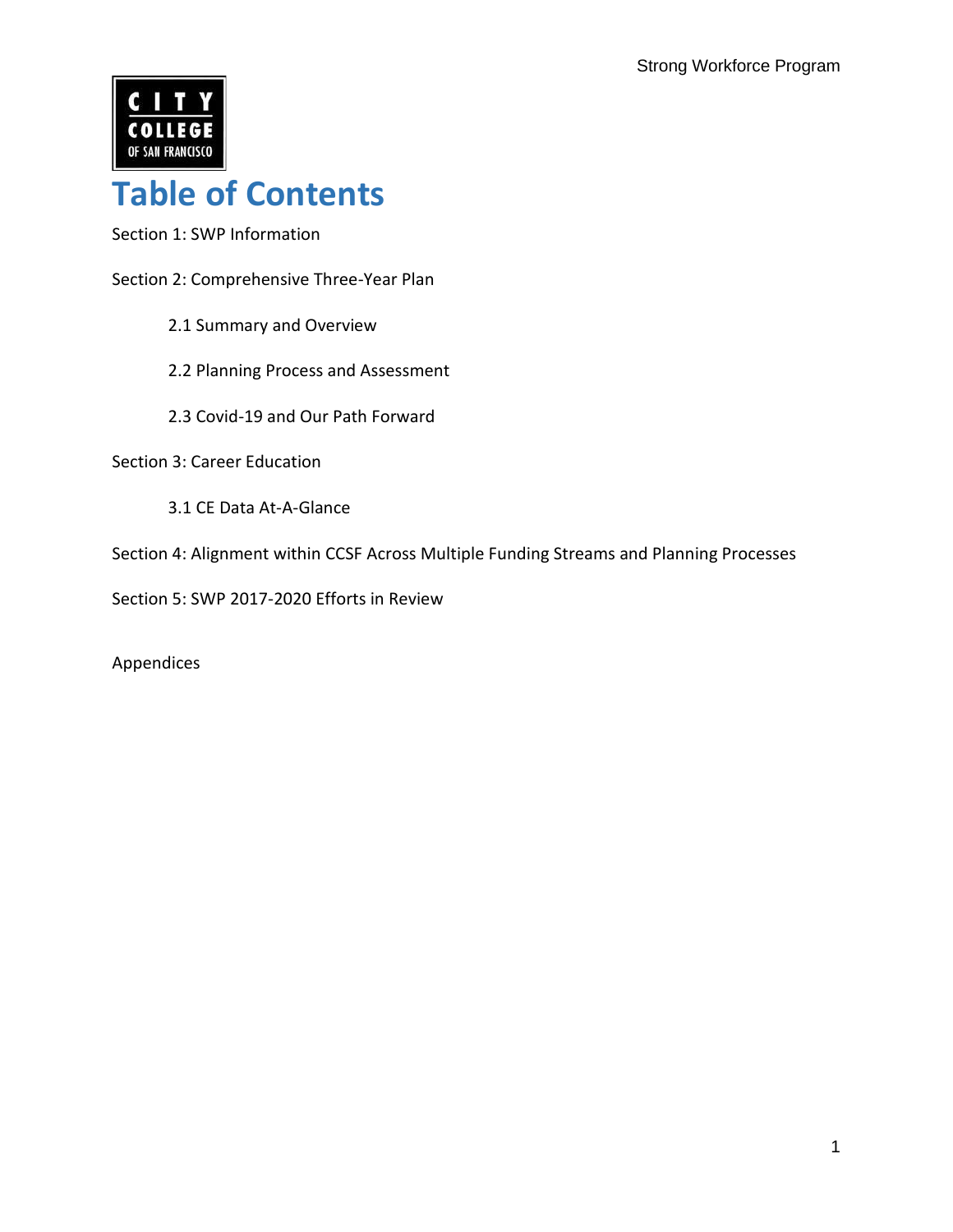# Table of Contents

Section 1: SWP Information

Section 2: Comprehensive Three-Year Plan

- 2.1 Summary and Overview
- 2.2 Planning Process and Assessment
- 2.3 Covid-19 and Our Path Forward

Section 3: Career Education

- 3.1 CE Data At-A-Glance

Section 4: Alignment within CCSF Across Multiple Funding Streams and Planning Processes

Section 5: SWP 2017-2020 Efforts in Review

Appendices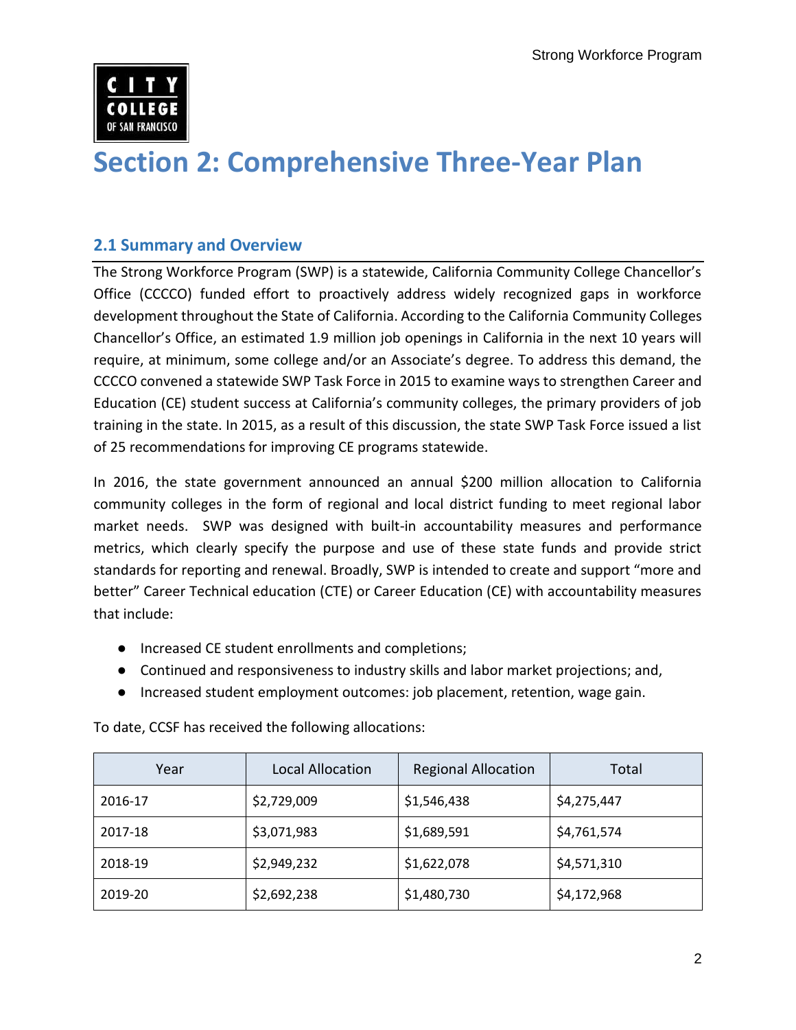# Section 2: Comprehensive Three-Year Plan

## 2.1 Summary and Overview

The Strong Workforce Program (SWP) is a statewide, California Community College Chancellor's Office (CCCCO) funded effort to proactively address widely recognized gaps in workforce development throughout the State of California. According to the California Community Colleges Chancellor's Office, an estimated 1.9 million job openings in California in the next 10 years will require, at minimum, some college and/or an Associate's degree. To address this demand, the CCCCO convened a statewide SWP Task Force in 2015 to examine ways to strengthen Career and Education (CE) student success at California's community colleges, the primary providers of job training in the state. In 2015, as a result of this discussion, the state SWP Task Force issued a list of 25 recommendations for improving CE programs statewide.

In 2016, the state government announced an annual $200 million allocation to California community colleges in the form of regional and local district funding to meet regional labor market needs. SWP was designed with built-in accountability measures and performance metrics, which clearly specify the purpose and use of these state funds and provide strict standards for reporting and renewal. Broadly, SWP is intended to create and support "more and better" Career Technical education (CTE) or Career Education (CE) with accountability measures that include:

- Increased CE student enrollments and completions;
- Continued and responsiveness to industry skills and labor market projections; and,
- Increased student employment outcomes: job placement, retention, wage gain.

To date, CCSF has received the following allocations:

| Year | Local Allocation | Regional Allocation | Total |
|---|---|---|---|
| 2016-17 | $2,729,009 | $1,546,438 | $4,275,447 |
| 2017-18 | $3,071,983 | $1,689,591 | $4,761,574 |
| 2018-19 | $2,949,232 | $1,622,078 | $4,571,310 |
| 2019-20 | $2,692,238 | $1,480,730 | $4,172,968 |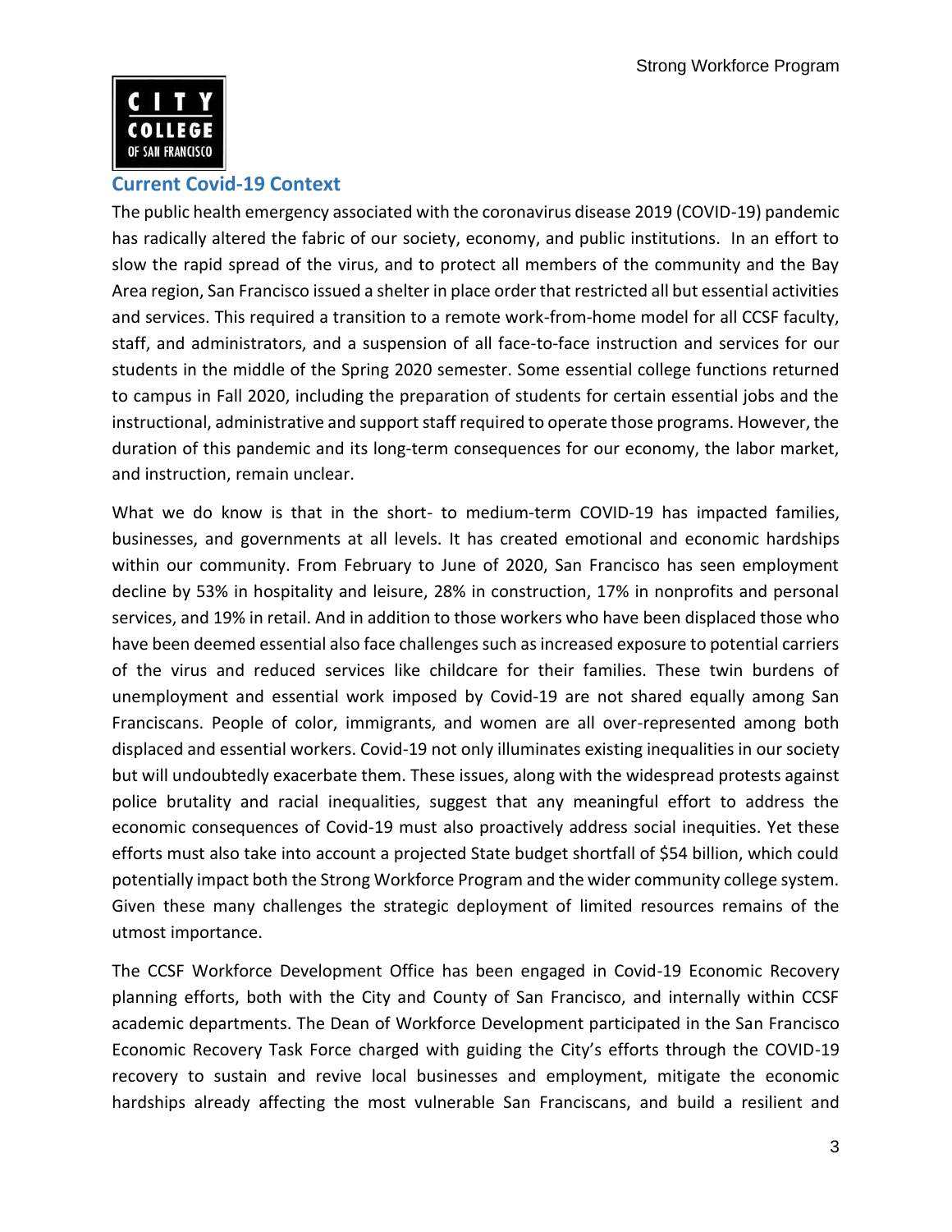## Current Covid-19 Context

The public health emergency associated with the coronavirus disease 2019 (COVID-19) pandemic has radically altered the fabric of our society, economy, and public institutions. In an effort to slow the rapid spread of the virus, and to protect all members of the community and the Bay Area region, San Francisco issued a shelter in place order that restricted all but essential activities and services. This required a transition to a remote work-from-home model for all CCSF faculty, staff, and administrators, and a suspension of all face-to-face instruction and services for our students in the middle of the Spring 2020 semester. Some essential college functions returned to campus in Fall 2020, including the preparation of students for certain essential jobs and the instructional, administrative and support staff required to operate those programs. However, the duration of this pandemic and its long-term consequences for our economy, the labor market, and instruction, remain unclear.

What we do know is that in the short- to medium-term COVID-19 has impacted families, businesses, and governments at all levels. It has created emotional and economic hardships within our community. From February to June of 2020, San Francisco has seen employment decline by 53% in hospitality and leisure, 28% in construction, 17% in nonprofits and personal services, and 19% in retail. And in addition to those workers who have been displaced those who have been deemed essential also face challenges such as increased exposure to potential carriers of the virus and reduced services like childcare for their families. These twin burdens of unemployment and essential work imposed by Covid-19 are not shared equally among San Franciscans. People of color, immigrants, and women are all over-represented among both displaced and essential workers. Covid-19 not only illuminates existing inequalities in our society but will undoubtedly exacerbate them. These issues, along with the widespread protests against police brutality and racial inequalities, suggest that any meaningful effort to address the economic consequences of Covid-19 must also proactively address social inequities. Yet these efforts must also take into account a projected State budget shortfall of $54 billion, which could potentially impact both the Strong Workforce Program and the wider community college system. Given these many challenges the strategic deployment of limited resources remains of the utmost importance.

The CCSF Workforce Development Office has been engaged in Covid-19 Economic Recovery planning efforts, both with the City and County of San Francisco, and internally within CCSF academic departments. The Dean of Workforce Development participated in the San Francisco Economic Recovery Task Force charged with guiding the City's efforts through the COVID-19 recovery to sustain and revive local businesses and employment, mitigate the economic hardships already affecting the most vulnerable San Franciscans, and build a resilient and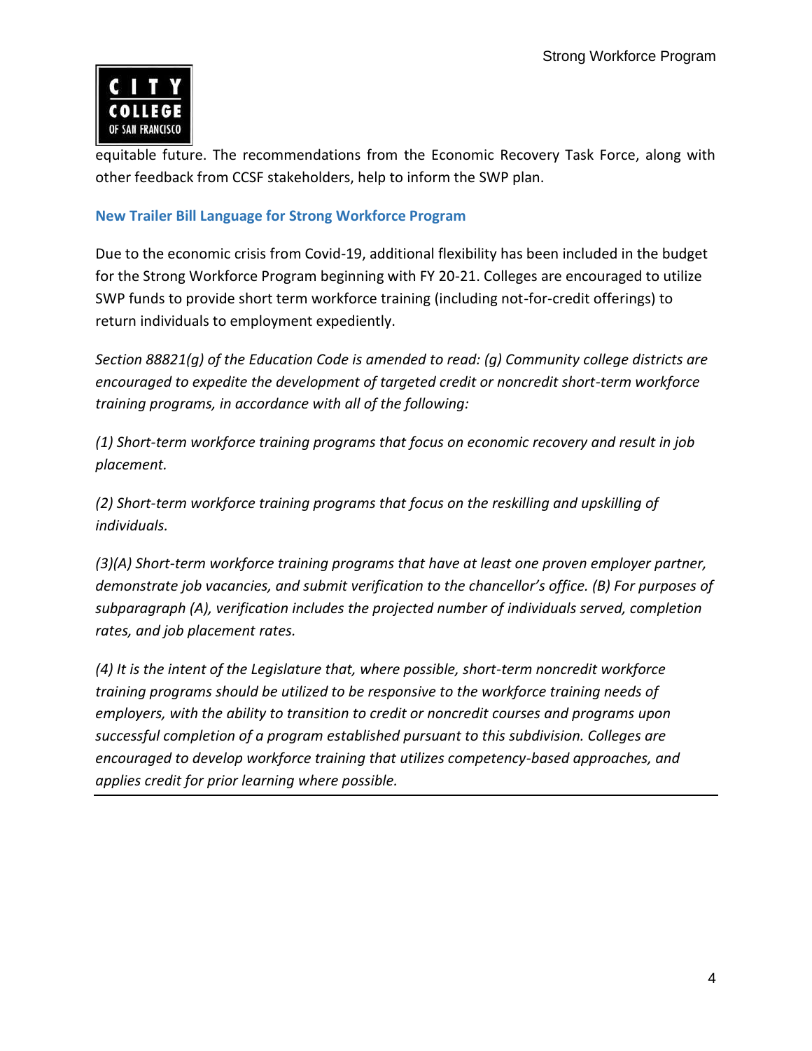equitable future. The recommendations from the Economic Recovery Task Force, along with other feedback from CCSF stakeholders, help to inform the SWP plan.

### New Trailer Bill Language for Strong Workforce Program

Due to the economic crisis from Covid-19, additional flexibility has been included in the budget for the Strong Workforce Program beginning with FY 20-21. Colleges are encouraged to utilize SWP funds to provide short term workforce training (including not-for-credit offerings) to return individuals to employment expediently.

*Section 88821(g) of the Education Code is amended to read: (g) Community college districts are encouraged to expedite the development of targeted credit or noncredit short-term workforce training programs, in accordance with all of the following:*

*(1) Short-term workforce training programs that focus on economic recovery and result in job placement.*

*(2) Short-term workforce training programs that focus on the reskilling and upskilling of individuals.*

*(3)(A) Short-term workforce training programs that have at least one proven employer partner, demonstrate job vacancies, and submit verification to the chancellor's office. (B) For purposes of subparagraph (A), verification includes the projected number of individuals served, completion rates, and job placement rates.*

*(4) It is the intent of the Legislature that, where possible, short-term noncredit workforce training programs should be utilized to be responsive to the workforce training needs of employers, with the ability to transition to credit or noncredit courses and programs upon successful completion of a program established pursuant to this subdivision. Colleges are encouraged to develop workforce training that utilizes competency-based approaches, and applies credit for prior learning where possible.*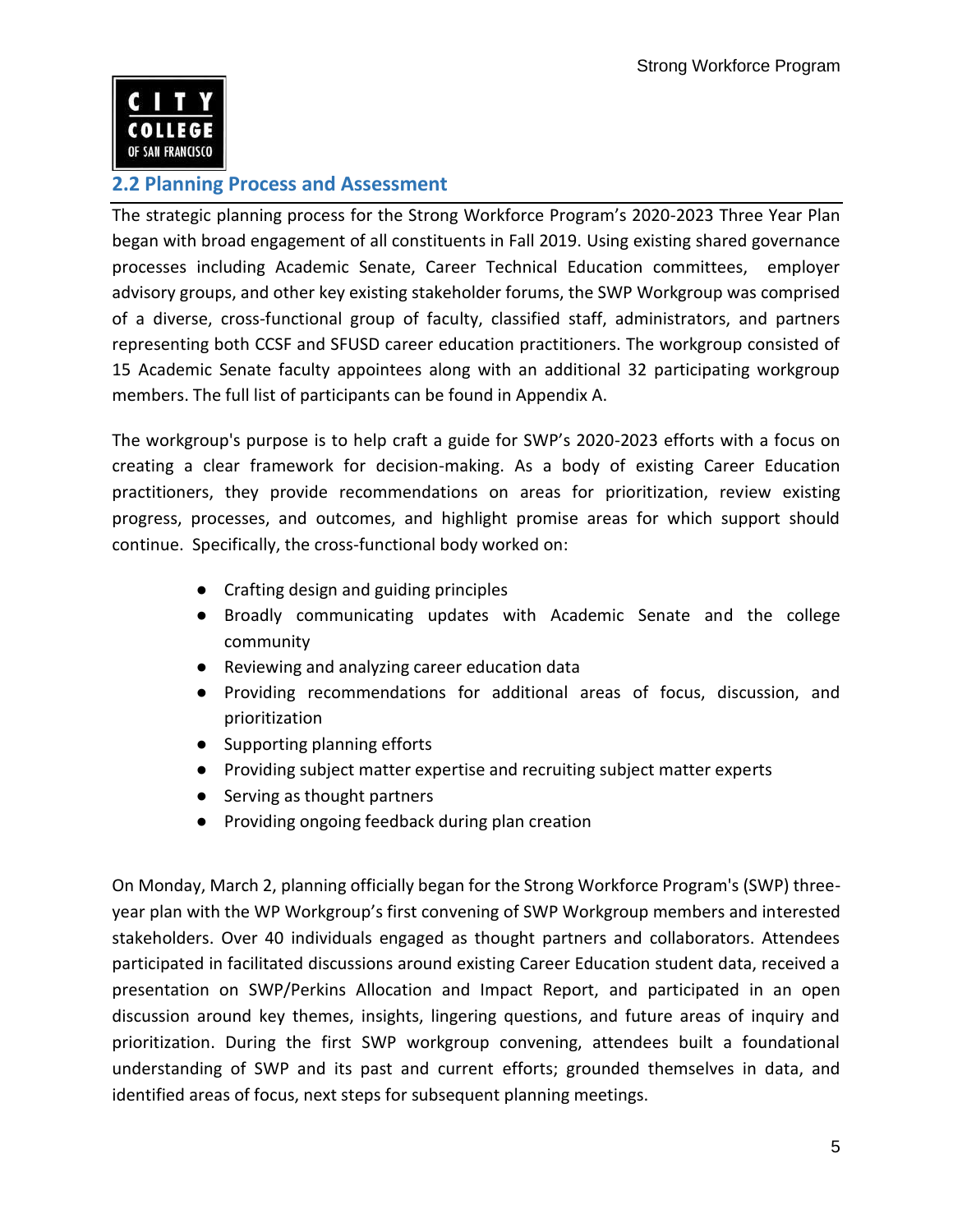## 2.2 Planning Process and Assessment

The strategic planning process for the Strong Workforce Program's 2020-2023 Three Year Plan began with broad engagement of all constituents in Fall 2019. Using existing shared governance processes including Academic Senate, Career Technical Education committees, employer advisory groups, and other key existing stakeholder forums, the SWP Workgroup was comprised of a diverse, cross-functional group of faculty, classified staff, administrators, and partners representing both CCSF and SFUSD career education practitioners. The workgroup consisted of 15 Academic Senate faculty appointees along with an additional 32 participating workgroup members. The full list of participants can be found in Appendix A.

The workgroup's purpose is to help craft a guide for SWP's 2020-2023 efforts with a focus on creating a clear framework for decision-making. As a body of existing Career Education practitioners, they provide recommendations on areas for prioritization, review existing progress, processes, and outcomes, and highlight promise areas for which support should continue. Specifically, the cross-functional body worked on:

- Crafting design and guiding principles
- Broadly communicating updates with Academic Senate and the college community
- Reviewing and analyzing career education data
- Providing recommendations for additional areas of focus, discussion, and prioritization
- Supporting planning efforts
- Providing subject matter expertise and recruiting subject matter experts
- Serving as thought partners
- Providing ongoing feedback during plan creation

On Monday, March 2, planning officially began for the Strong Workforce Program's (SWP) three-year plan with the WP Workgroup's first convening of SWP Workgroup members and interested stakeholders. Over 40 individuals engaged as thought partners and collaborators. Attendees participated in facilitated discussions around existing Career Education student data, received a presentation on SWP/Perkins Allocation and Impact Report, and participated in an open discussion around key themes, insights, lingering questions, and future areas of inquiry and prioritization. During the first SWP workgroup convening, attendees built a foundational understanding of SWP and its past and current efforts; grounded themselves in data, and identified areas of focus, next steps for subsequent planning meetings.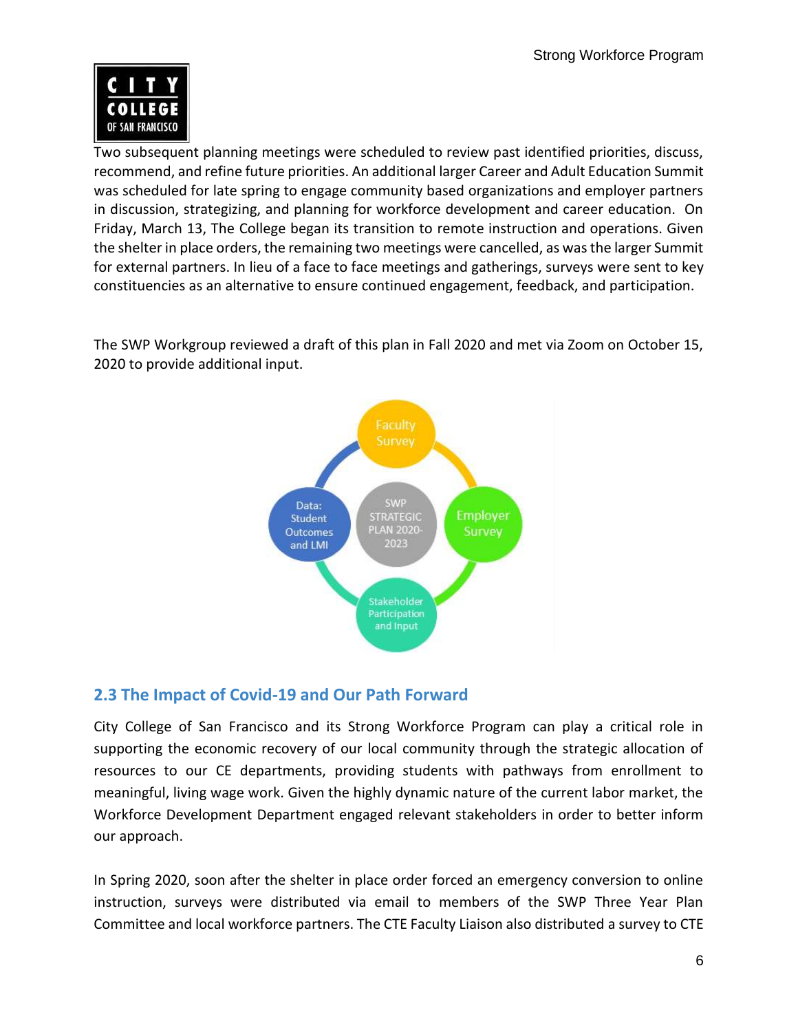Two subsequent planning meetings were scheduled to review past identified priorities, discuss, recommend, and refine future priorities. An additional larger Career and Adult Education Summit was scheduled for late spring to engage community based organizations and employer partners in discussion, strategizing, and planning for workforce development and career education. On Friday, March 13, The College began its transition to remote instruction and operations. Given the shelter in place orders, the remaining two meetings were cancelled, as was the larger Summit for external partners. In lieu of a face to face meetings and gatherings, surveys were sent to key constituencies as an alternative to ensure continued engagement, feedback, and participation.

The SWP Workgroup reviewed a draft of this plan in Fall 2020 and met via Zoom on October 15, 2020 to provide additional input.

Faculty Survey

Data: Student Outcomes and LMI

SWP STRATEGIC PLAN 2020-2023

Employer Survey

Stakeholder Participation and Input

## 2.3 The Impact of Covid-19 and Our Path Forward

City College of San Francisco and its Strong Workforce Program can play a critical role in supporting the economic recovery of our local community through the strategic allocation of resources to our CE departments, providing students with pathways from enrollment to meaningful, living wage work. Given the highly dynamic nature of the current labor market, the Workforce Development Department engaged relevant stakeholders in order to better inform our approach.

In Spring 2020, soon after the shelter in place order forced an emergency conversion to online instruction, surveys were distributed via email to members of the SWP Three Year Plan Committee and local workforce partners. The CTE Faculty Liaison also distributed a survey to CTE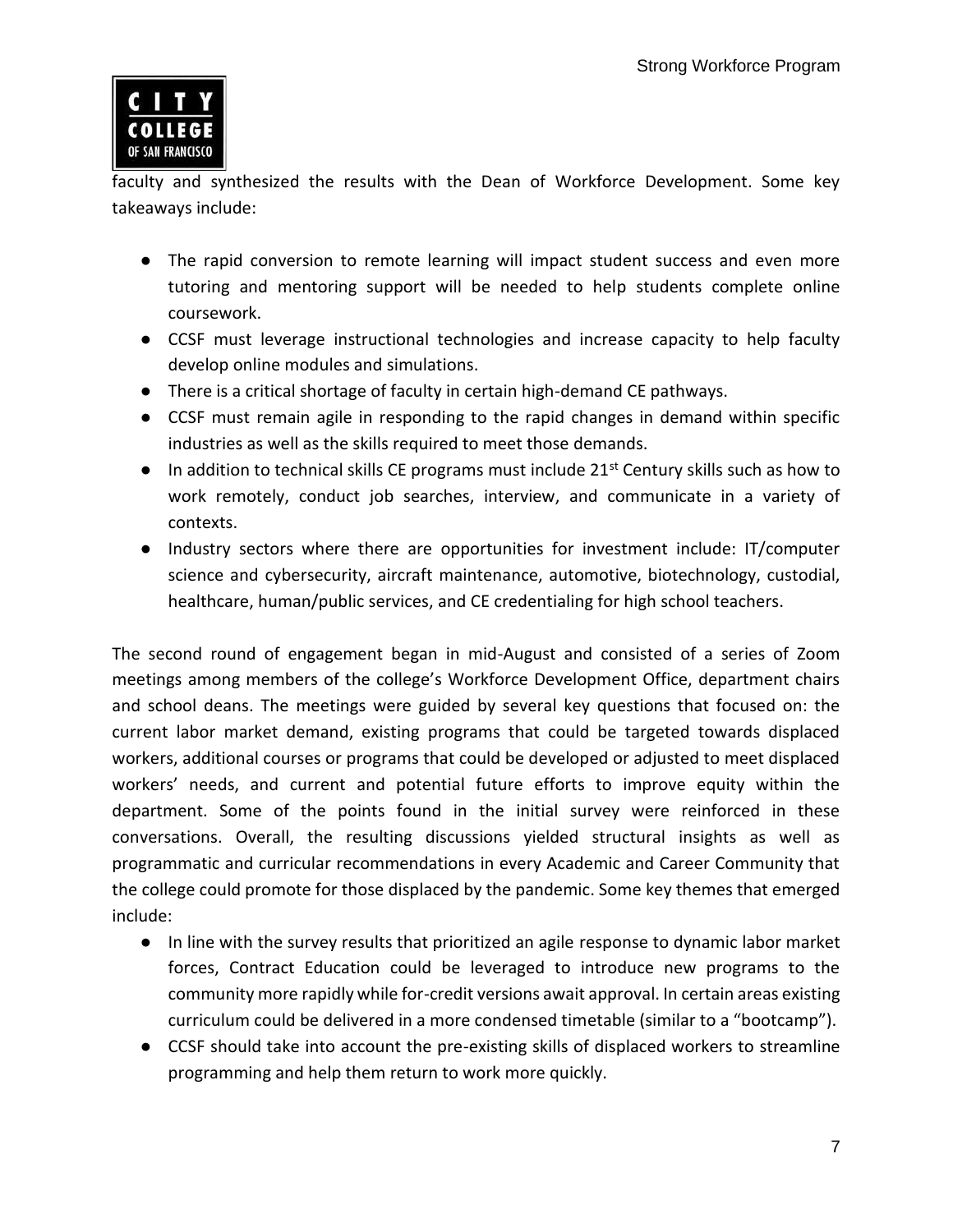faculty and synthesized the results with the Dean of Workforce Development. Some key takeaways include:

- The rapid conversion to remote learning will impact student success and even more tutoring and mentoring support will be needed to help students complete online coursework.
- CCSF must leverage instructional technologies and increase capacity to help faculty develop online modules and simulations.
- There is a critical shortage of faculty in certain high-demand CE pathways.
- CCSF must remain agile in responding to the rapid changes in demand within specific industries as well as the skills required to meet those demands.
- In addition to technical skills CE programs must include 21st Century skills such as how to work remotely, conduct job searches, interview, and communicate in a variety of contexts.
- Industry sectors where there are opportunities for investment include: IT/computer science and cybersecurity, aircraft maintenance, automotive, biotechnology, custodial, healthcare, human/public services, and CE credentialing for high school teachers.

The second round of engagement began in mid-August and consisted of a series of Zoom meetings among members of the college's Workforce Development Office, department chairs and school deans. The meetings were guided by several key questions that focused on: the current labor market demand, existing programs that could be targeted towards displaced workers, additional courses or programs that could be developed or adjusted to meet displaced workers' needs, and current and potential future efforts to improve equity within the department. Some of the points found in the initial survey were reinforced in these conversations. Overall, the resulting discussions yielded structural insights as well as programmatic and curricular recommendations in every Academic and Career Community that the college could promote for those displaced by the pandemic. Some key themes that emerged include:

- In line with the survey results that prioritized an agile response to dynamic labor market forces, Contract Education could be leveraged to introduce new programs to the community more rapidly while for-credit versions await approval. In certain areas existing curriculum could be delivered in a more condensed timetable (similar to a "bootcamp").
- CCSF should take into account the pre-existing skills of displaced workers to streamline programming and help them return to work more quickly.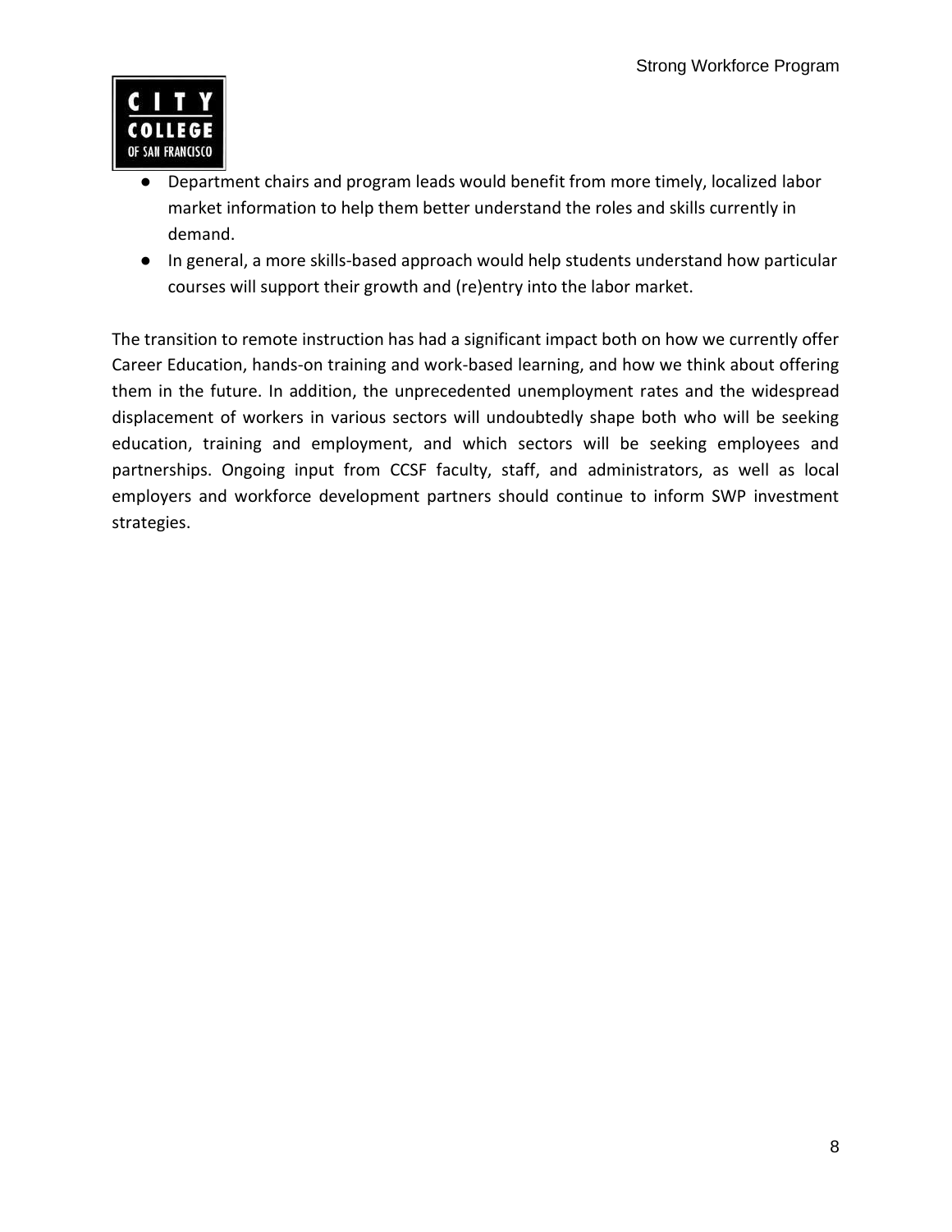- Department chairs and program leads would benefit from more timely, localized labor market information to help them better understand the roles and skills currently in demand.
- In general, a more skills-based approach would help students understand how particular courses will support their growth and (re)entry into the labor market.

The transition to remote instruction has had a significant impact both on how we currently offer Career Education, hands-on training and work-based learning, and how we think about offering them in the future. In addition, the unprecedented unemployment rates and the widespread displacement of workers in various sectors will undoubtedly shape both who will be seeking education, training and employment, and which sectors will be seeking employees and partnerships. Ongoing input from CCSF faculty, staff, and administrators, as well as local employers and workforce development partners should continue to inform SWP investment strategies.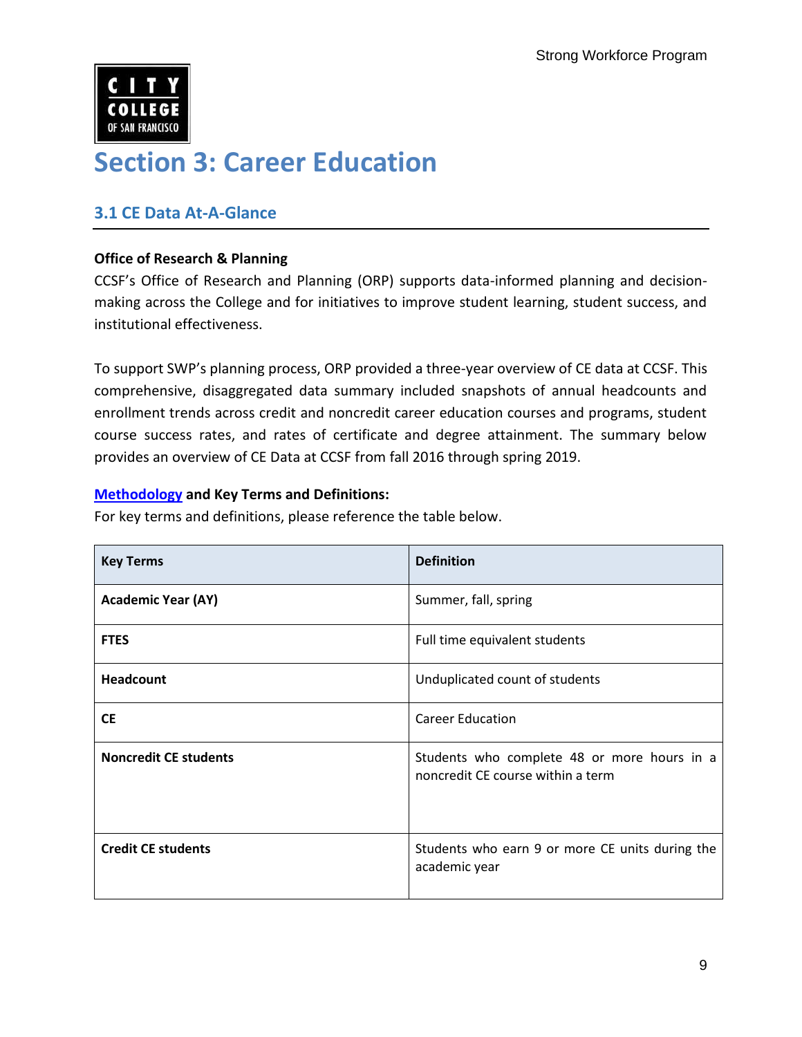# Section 3: Career Education

## 3.1 CE Data At-A-Glance

**Office of Research & Planning**

CCSF's Office of Research and Planning (ORP) supports data-informed planning and decision-making across the College and for initiatives to improve student learning, student success, and institutional effectiveness.

To support SWP's planning process, ORP provided a three-year overview of CE data at CCSF. This comprehensive, disaggregated data summary included snapshots of annual headcounts and enrollment trends across credit and noncredit career education courses and programs, student course success rates, and rates of certificate and degree attainment. The summary below provides an overview of CE Data at CCSF from fall 2016 through spring 2019.

**Methodology and Key Terms and Definitions:**

For key terms and definitions, please reference the table below.

| Key Terms | Definition |
|---|---|
| **Academic Year (AY)** | Summer, fall, spring |
| **FTES** | Full time equivalent students |
| **Headcount** | Unduplicated count of students |
| **CE** | Career Education |
| **Noncredit CE students** | Students who complete 48 or more hours in a noncredit CE course within a term |
| **Credit CE students** | Students who earn 9 or more CE units during the academic year |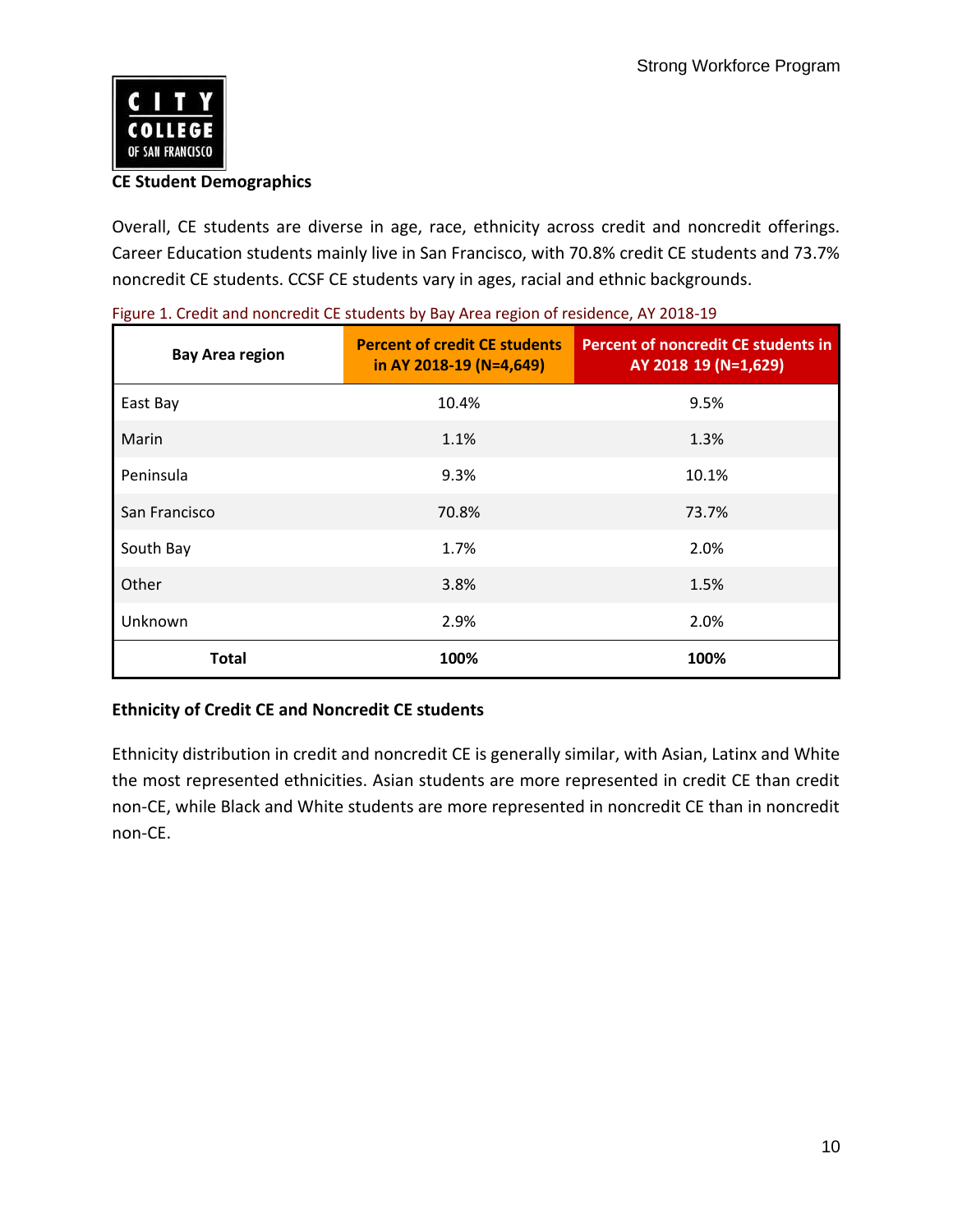**CE Student Demographics**

Overall, CE students are diverse in age, race, ethnicity across credit and noncredit offerings. Career Education students mainly live in San Francisco, with 70.8% credit CE students and 73.7% noncredit CE students. CCSF CE students vary in ages, racial and ethnic backgrounds.

Figure 1. Credit and noncredit CE students by Bay Area region of residence, AY 2018-19

| Bay Area region | Percent of credit CE students in AY 2018-19 (N=4,649) | Percent of noncredit CE students in AY 2018 19 (N=1,629) |
|---|---|---|
| East Bay | 10.4% | 9.5% |
| Marin | 1.1% | 1.3% |
| Peninsula | 9.3% | 10.1% |
| San Francisco | 70.8% | 73.7% |
| South Bay | 1.7% | 2.0% |
| Other | 3.8% | 1.5% |
| Unknown | 2.9% | 2.0% |
| **Total** | **100%** | **100%** |

**Ethnicity of Credit CE and Noncredit CE students**

Ethnicity distribution in credit and noncredit CE is generally similar, with Asian, Latinx and White the most represented ethnicities. Asian students are more represented in credit CE than credit non-CE, while Black and White students are more represented in noncredit CE than in noncredit non-CE.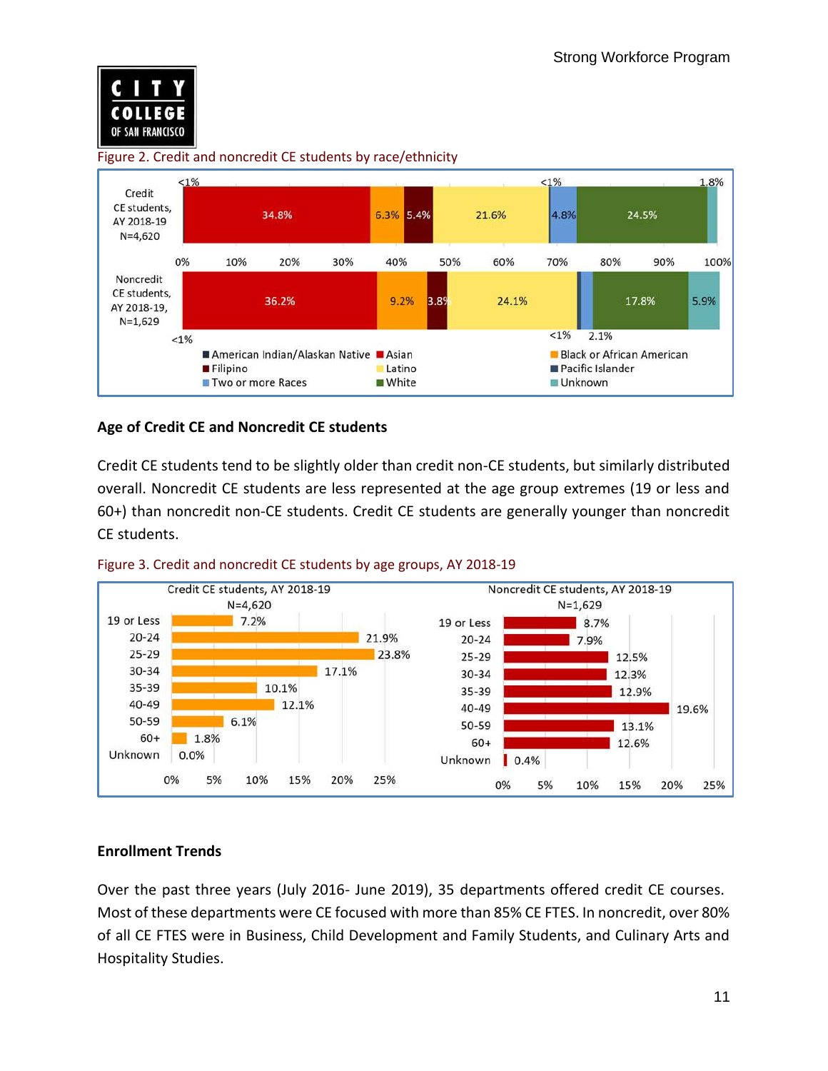Figure 2. Credit and noncredit CE students by race/ethnicity

| | American Indian/Alaskan Native | Asian | Black or African American | Filipino | Latino | Pacific Islander | Two or more Races | White | Unknown |
|---|---|---|---|---|---|---|---|---|---|
| Credit CE students, AY 2018-19 N=4,620 | <1% | 34.8% | 6.3% | 5.4% | 21.6% | <1% | 4.8% | 24.5% | 1.8% |
| Noncredit CE students, AY 2018-19, N=1,629 | <1% | 36.2% | 9.2% | 3.8% | 24.1% | <1% | 2.1% | 17.8% | 5.9% |

### Age of Credit CE and Noncredit CE students

Credit CE students tend to be slightly older than credit non-CE students, but similarly distributed overall. Noncredit CE students are less represented at the age group extremes (19 or less and 60+) than noncredit non-CE students. Credit CE students are generally younger than noncredit CE students.

Figure 3. Credit and noncredit CE students by age groups, AY 2018-19

| Age group | Credit CE students, AY 2018-19 N=4,620 | Noncredit CE students, AY 2018-19 N=1,629 |
|---|---|---|
| 19 or Less | 7.2% | 8.7% |
| 20-24 | 21.9% | 7.9% |
| 25-29 | 23.8% | 12.5% |
| 30-34 | 17.1% | 12.3% |
| 35-39 | 10.1% | 12.9% |
| 40-49 | 12.1% | 19.6% |
| 50-59 | 6.1% | 13.1% |
| 60+ | 1.8% | 12.6% |
| Unknown | 0.0% | 0.4% |

### Enrollment Trends

Over the past three years (July 2016- June 2019), 35 departments offered credit CE courses. Most of these departments were CE focused with more than 85% CE FTES. In noncredit, over 80% of all CE FTES were in Business, Child Development and Family Students, and Culinary Arts and Hospitality Studies.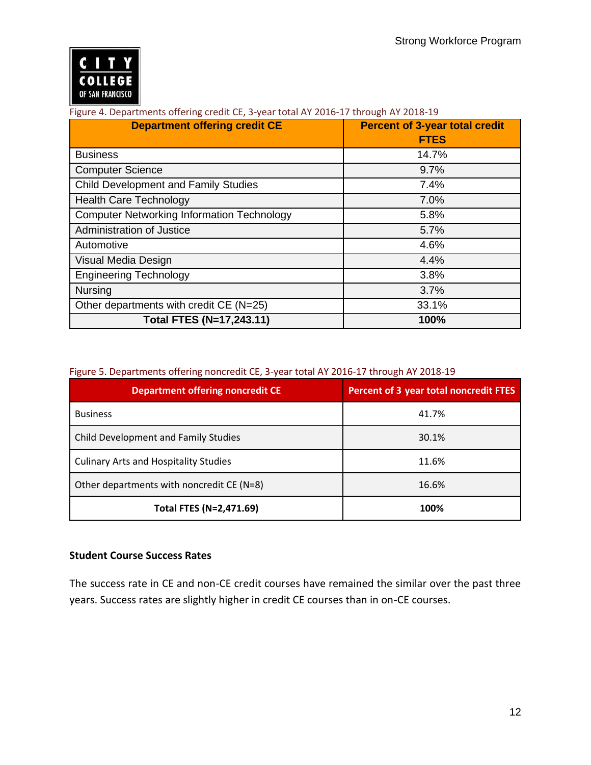Figure 4. Departments offering credit CE, 3-year total AY 2016-17 through AY 2018-19

| Department offering credit CE | Percent of 3-year total credit FTES |
|---|---|
| Business | 14.7% |
| Computer Science | 9.7% |
| Child Development and Family Studies | 7.4% |
| Health Care Technology | 7.0% |
| Computer Networking Information Technology | 5.8% |
| Administration of Justice | 5.7% |
| Automotive | 4.6% |
| Visual Media Design | 4.4% |
| Engineering Technology | 3.8% |
| Nursing | 3.7% |
| Other departments with credit CE (N=25) | 33.1% |
| **Total FTES (N=17,243.11)** | **100%** |

Figure 5. Departments offering noncredit CE, 3-year total AY 2016-17 through AY 2018-19

| Department offering noncredit CE | Percent of 3 year total noncredit FTES |
|---|---|
| Business | 41.7% |
| Child Development and Family Studies | 30.1% |
| Culinary Arts and Hospitality Studies | 11.6% |
| Other departments with noncredit CE (N=8) | 16.6% |
| **Total FTES (N=2,471.69)** | **100%** |

**Student Course Success Rates**

The success rate in CE and non-CE credit courses have remained the similar over the past three years. Success rates are slightly higher in credit CE courses than in on-CE courses.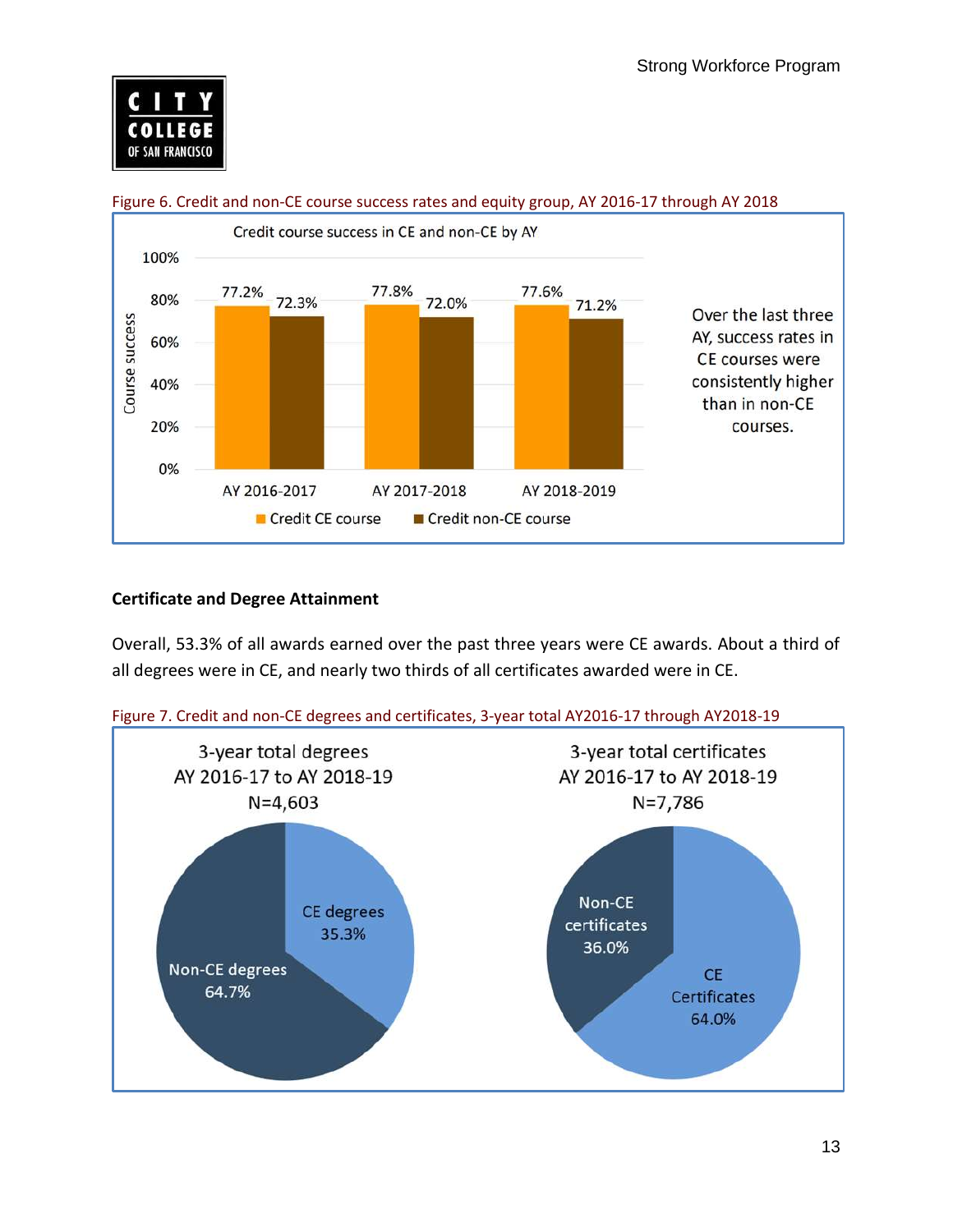Figure 6. Credit and non-CE course success rates and equity group, AY 2016-17 through AY 2018

Credit course success in CE and non-CE by AY

| | Credit CE course | Credit non-CE course |
|---|---|---|
| AY 2016-2017 | 77.2% | 72.3% |
| AY 2017-2018 | 77.8% | 72.0% |
| AY 2018-2019 | 77.6% | 71.2% |

Over the last three AY, success rates in CE courses were consistently higher than in non-CE courses.

## Certificate and Degree Attainment

Overall, 53.3% of all awards earned over the past three years were CE awards. About a third of all degrees were in CE, and nearly two thirds of all certificates awarded were in CE.

Figure 7. Credit and non-CE degrees and certificates, 3-year total AY2016-17 through AY2018-19

3-year total degrees AY 2016-17 to AY 2018-19 N=4,603

- CE degrees 35.3%
- Non-CE degrees 64.7%

3-year total certificates AY 2016-17 to AY 2018-19 N=7,786

- Non-CE certificates 36.0%
- CE Certificates 64.0%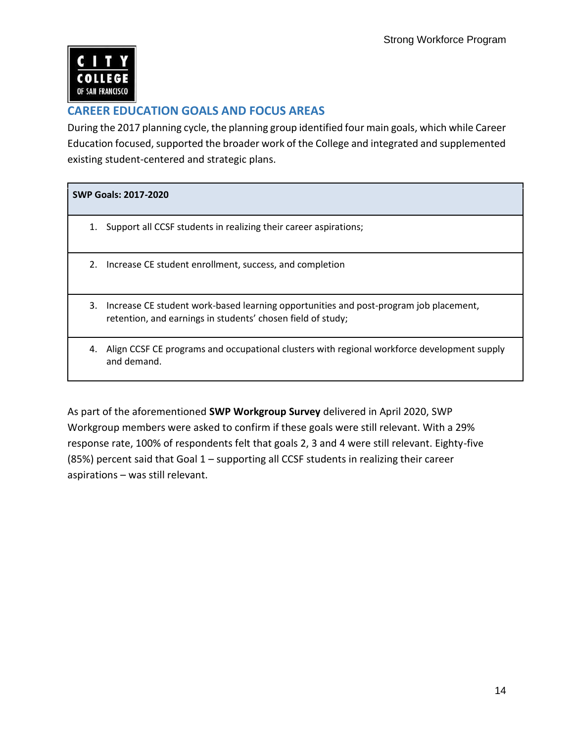## CAREER EDUCATION GOALS AND FOCUS AREAS

During the 2017 planning cycle, the planning group identified four main goals, which while Career Education focused, supported the broader work of the College and integrated and supplemented existing student-centered and strategic plans.

| SWP Goals: 2017-2020 |
|---|
| 1. Support all CCSF students in realizing their career aspirations; |
| 2. Increase CE student enrollment, success, and completion |
| 3. Increase CE student work-based learning opportunities and post-program job placement, retention, and earnings in students' chosen field of study; |
| 4. Align CCSF CE programs and occupational clusters with regional workforce development supply and demand. |

As part of the aforementioned **SWP Workgroup Survey** delivered in April 2020, SWP Workgroup members were asked to confirm if these goals were still relevant. With a 29% response rate, 100% of respondents felt that goals 2, 3 and 4 were still relevant. Eighty-five (85%) percent said that Goal 1 – supporting all CCSF students in realizing their career aspirations – was still relevant.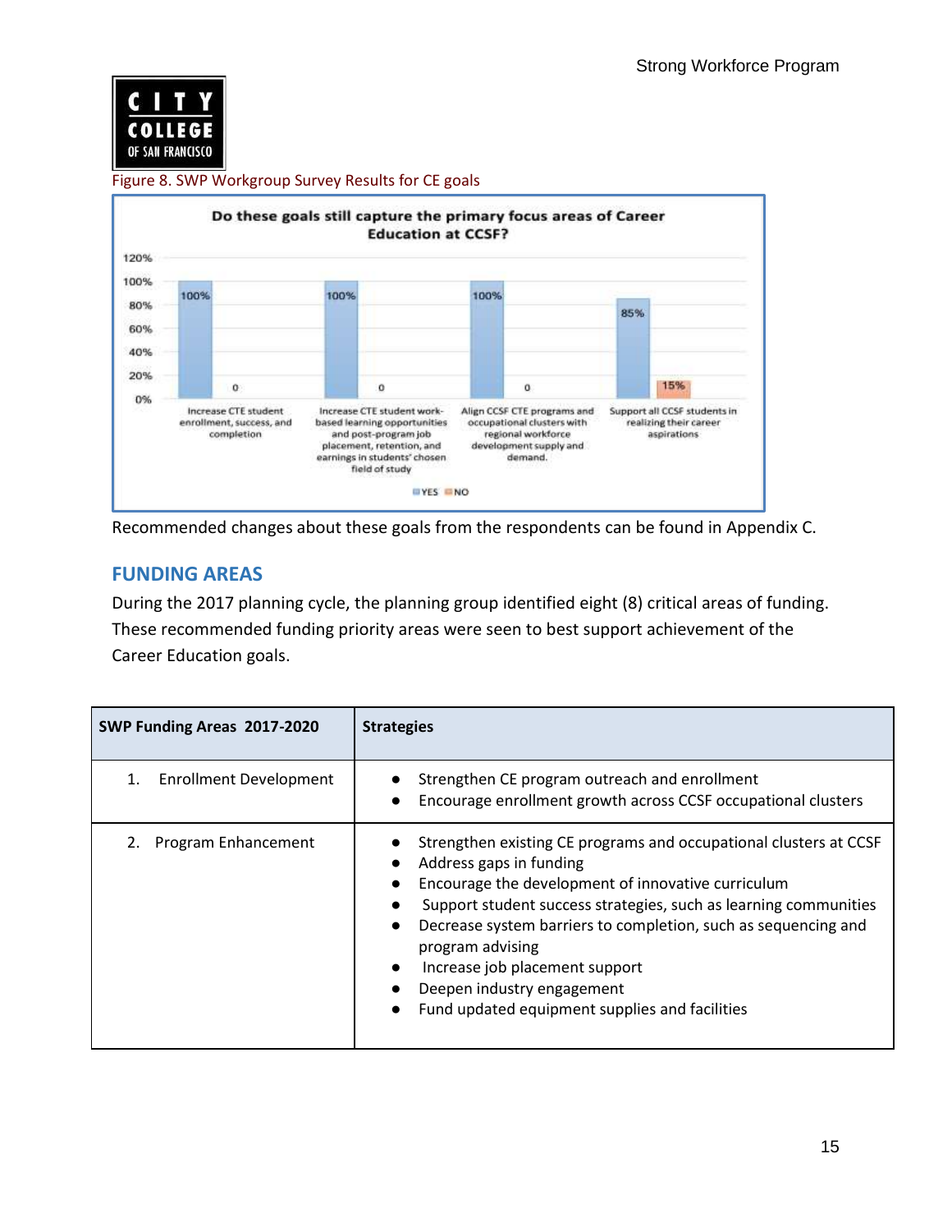Figure 8. SWP Workgroup Survey Results for CE goals

**Do these goals still capture the primary focus areas of Career Education at CCSF?**

| Goal | YES | NO |
|---|---|---|
| Increase CTE student enrollment, success, and completion | 100% | 0 |
| Increase CTE student work-based learning opportunities and post-program job placement, retention, and earnings in students' chosen field of study | 100% | 0 |
| Align CCSF CTE programs and occupational clusters with regional workforce development supply and demand. | 100% | 0 |
| Support all CCSF students in realizing their career aspirations | 85% | 15% |

Recommended changes about these goals from the respondents can be found in Appendix C.

## FUNDING AREAS

During the 2017 planning cycle, the planning group identified eight (8) critical areas of funding. These recommended funding priority areas were seen to best support achievement of the Career Education goals.

| SWP Funding Areas 2017-2020 | Strategies |
|---|---|
| 1. Enrollment Development | • Strengthen CE program outreach and enrollment<br>• Encourage enrollment growth across CCSF occupational clusters |
| 2. Program Enhancement | • Strengthen existing CE programs and occupational clusters at CCSF<br>• Address gaps in funding<br>• Encourage the development of innovative curriculum<br>• Support student success strategies, such as learning communities<br>• Decrease system barriers to completion, such as sequencing and program advising<br>• Increase job placement support<br>• Deepen industry engagement<br>• Fund updated equipment supplies and facilities |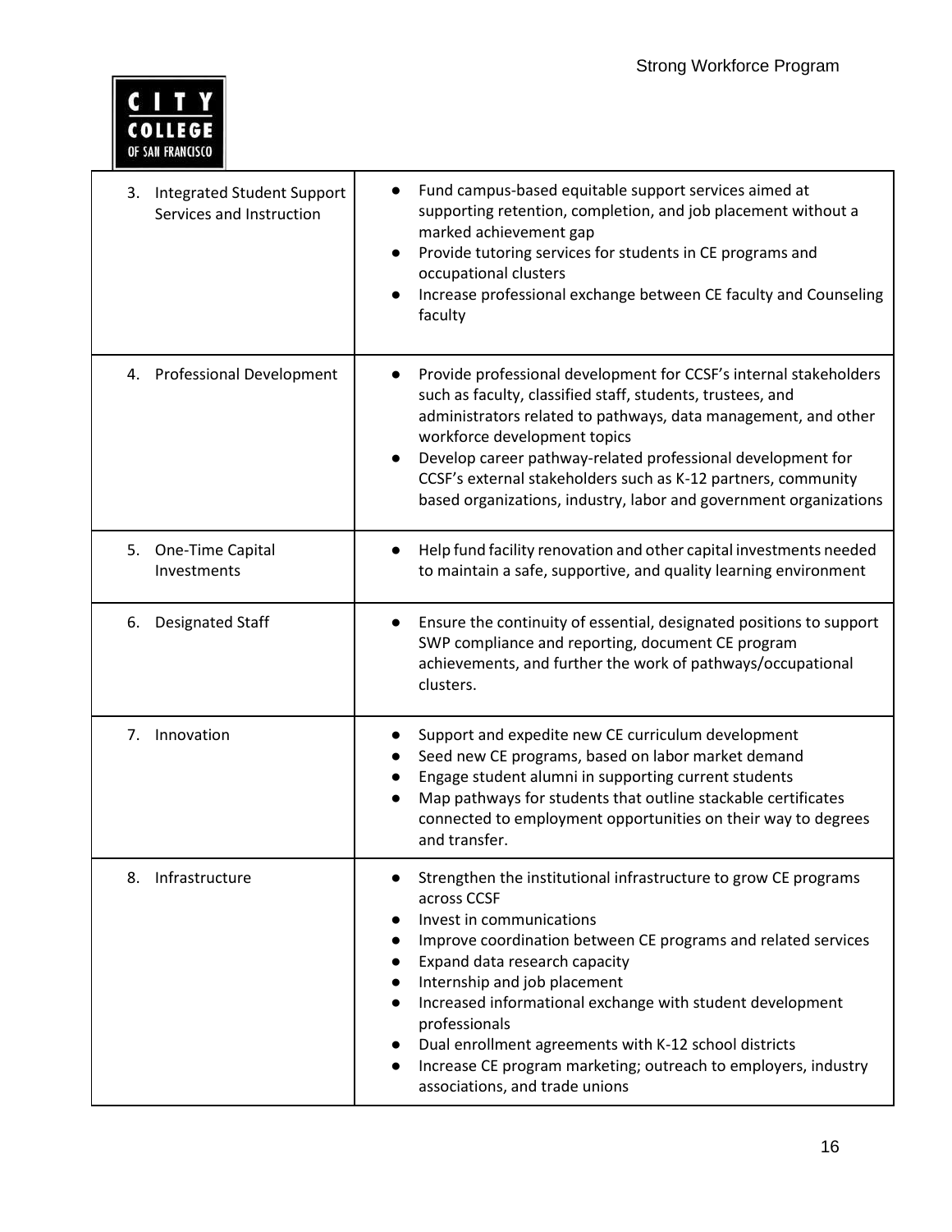| | |
|---|---|
| 3. Integrated Student Support Services and Instruction | ● Fund campus-based equitable support services aimed at supporting retention, completion, and job placement without a marked achievement gap<br>● Provide tutoring services for students in CE programs and occupational clusters<br>● Increase professional exchange between CE faculty and Counseling faculty |
| 4. Professional Development | ● Provide professional development for CCSF's internal stakeholders such as faculty, classified staff, students, trustees, and administrators related to pathways, data management, and other workforce development topics<br>● Develop career pathway-related professional development for CCSF's external stakeholders such as K-12 partners, community based organizations, industry, labor and government organizations |
| 5. One-Time Capital Investments | ● Help fund facility renovation and other capital investments needed to maintain a safe, supportive, and quality learning environment |
| 6. Designated Staff | ● Ensure the continuity of essential, designated positions to support SWP compliance and reporting, document CE program achievements, and further the work of pathways/occupational clusters. |
| 7. Innovation | ● Support and expedite new CE curriculum development<br>● Seed new CE programs, based on labor market demand<br>● Engage student alumni in supporting current students<br>● Map pathways for students that outline stackable certificates connected to employment opportunities on their way to degrees and transfer. |
| 8. Infrastructure | ● Strengthen the institutional infrastructure to grow CE programs across CCSF<br>● Invest in communications<br>● Improve coordination between CE programs and related services<br>● Expand data research capacity<br>● Internship and job placement<br>● Increased informational exchange with student development professionals<br>● Dual enrollment agreements with K-12 school districts<br>● Increase CE program marketing; outreach to employers, industry associations, and trade unions |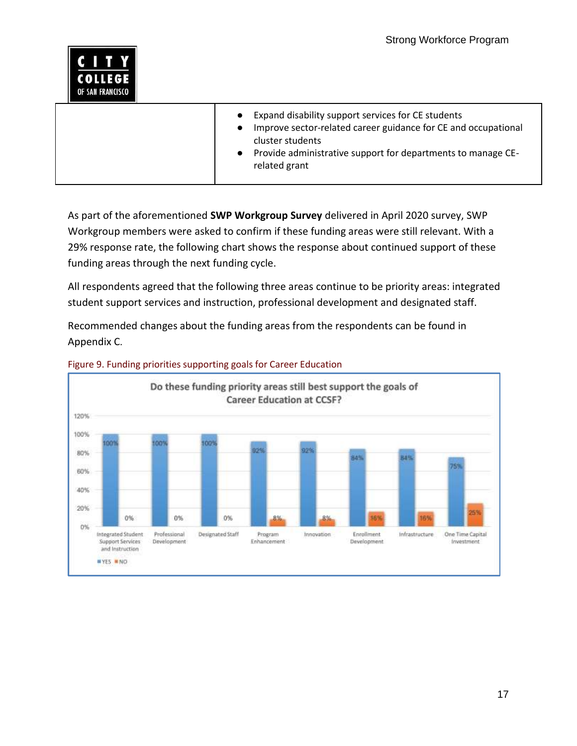| | ● Expand disability support services for CE students<br>● Improve sector-related career guidance for CE and occupational cluster students<br>● Provide administrative support for departments to manage CE-related grant |
|---|---|

As part of the aforementioned **SWP Workgroup Survey** delivered in April 2020 survey, SWP Workgroup members were asked to confirm if these funding areas were still relevant. With a 29% response rate, the following chart shows the response about continued support of these funding areas through the next funding cycle.

All respondents agreed that the following three areas continue to be priority areas: integrated student support services and instruction, professional development and designated staff.

Recommended changes about the funding areas from the respondents can be found in Appendix C.

Figure 9. Funding priorities supporting goals for Career Education

**Do these funding priority areas still best support the goals of Career Education at CCSF?**

| Funding Priority Area | YES | NO |
|---|---|---|
| Integrated Student Support Services and Instruction | 100% | 0% |
| Professional Development | 100% | 0% |
| Designated Staff | 100% | 0% |
| Program Enhancement | 92% | 8% |
| Innovation | 92% | 8% |
| Enrollment Development | 84% | 16% |
| Infrastructure | 84% | 16% |
| One Time Capital Investment | 75% | 25% |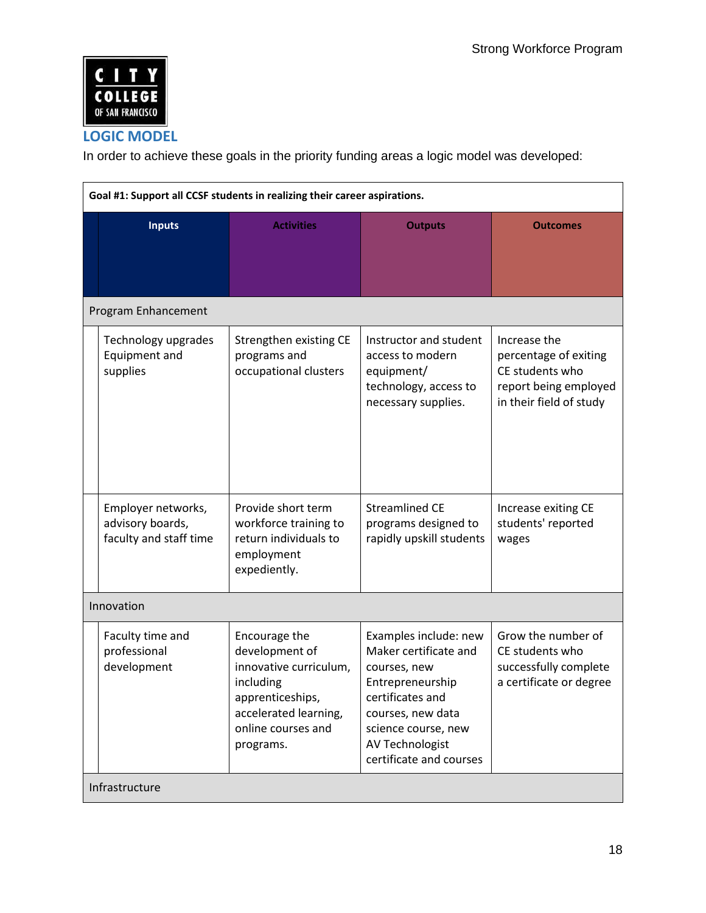## LOGIC MODEL

In order to achieve these goals in the priority funding areas a logic model was developed:

| **Goal #1: Support all CCSF students in realizing their career aspirations.** | | | |
|---|---|---|---|
| **Inputs** | **Activities** | **Outputs** | **Outcomes** |
| Program Enhancement | | | |
| Technology upgrades Equipment and supplies | Strengthen existing CE programs and occupational clusters | Instructor and student access to modern equipment/ technology, access to necessary supplies. | Increase the percentage of exiting CE students who report being employed in their field of study |
| Employer networks, advisory boards, faculty and staff time | Provide short term workforce training to return individuals to employment expediently. | Streamlined CE programs designed to rapidly upskill students | Increase exiting CE students' reported wages |
| Innovation | | | |
| Faculty time and professional development | Encourage the development of innovative curriculum, including apprenticeships, accelerated learning, online courses and programs. | Examples include: new Maker certificate and courses, new Entrepreneurship certificates and courses, new data science course, new AV Technologist certificate and courses | Grow the number of CE students who successfully complete a certificate or degree |
| Infrastructure | | | |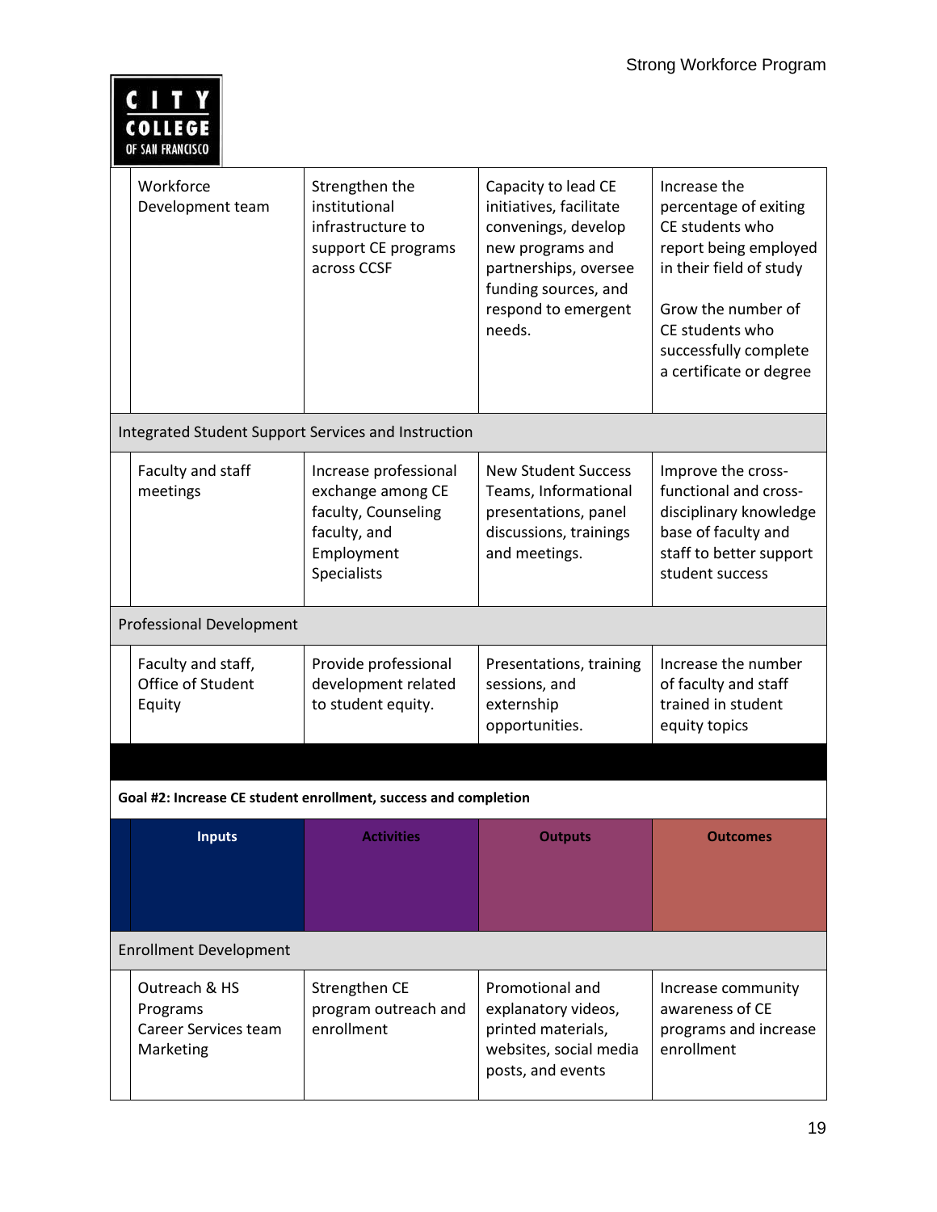| Inputs | Activities | Outputs | Outcomes |
|---|---|---|---|
| Workforce Development team | Strengthen the institutional infrastructure to support CE programs across CCSF | Capacity to lead CE initiatives, facilitate convenings, develop new programs and partnerships, oversee funding sources, and respond to emergent needs. | Increase the percentage of exiting CE students who report being employed in their field of study<br><br>Grow the number of CE students who successfully complete a certificate or degree |
| Integrated Student Support Services and Instruction | | | |
| Faculty and staff meetings | Increase professional exchange among CE faculty, Counseling faculty, and Employment Specialists | New Student Success Teams, Informational presentations, panel discussions, trainings and meetings. | Improve the cross-functional and cross-disciplinary knowledge base of faculty and staff to better support student success |
| Professional Development | | | |
| Faculty and staff, Office of Student Equity | Provide professional development related to student equity. | Presentations, training sessions, and externship opportunities. | Increase the number of faculty and staff trained in student equity topics |

**Goal #2: Increase CE student enrollment, success and completion**

| Inputs | Activities | Outputs | Outcomes |
|---|---|---|---|
| Enrollment Development | | | |
| Outreach & HS Programs<br>Career Services team<br>Marketing | Strengthen CE program outreach and enrollment | Promotional and explanatory videos, printed materials, websites, social media posts, and events | Increase community awareness of CE programs and increase enrollment |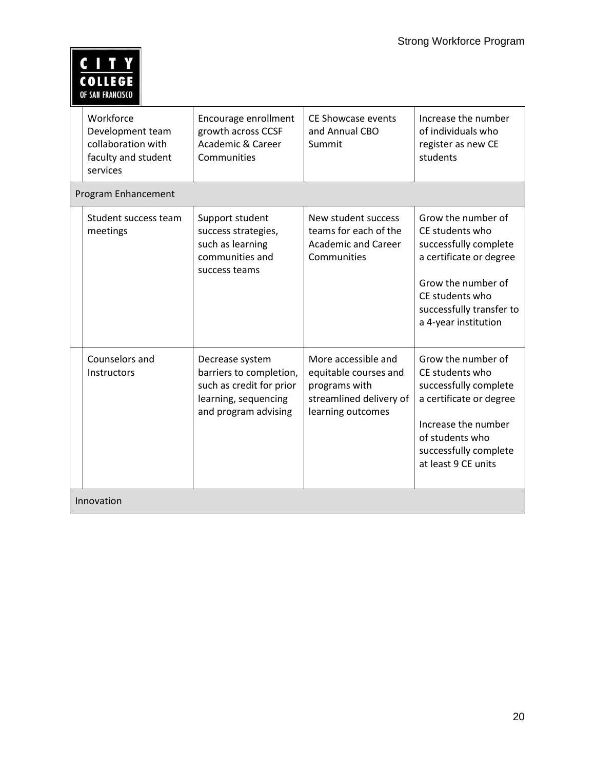| | | | | |
|---|---|---|---|---|
| | Workforce Development team collaboration with faculty and student services | Encourage enrollment growth across CCSF Academic & Career Communities | CE Showcase events and Annual CBO Summit | Increase the number of individuals who register as new CE students |
| Program Enhancement | | | | |
| | Student success team meetings | Support student success strategies, such as learning communities and success teams | New student success teams for each of the Academic and Career Communities | Grow the number of CE students who successfully complete a certificate or degree<br><br>Grow the number of CE students who successfully transfer to a 4-year institution |
| | Counselors and Instructors | Decrease system barriers to completion, such as credit for prior learning, sequencing and program advising | More accessible and equitable courses and programs with streamlined delivery of learning outcomes | Grow the number of CE students who successfully complete a certificate or degree<br><br>Increase the number of students who successfully complete at least 9 CE units |
| Innovation | | | | |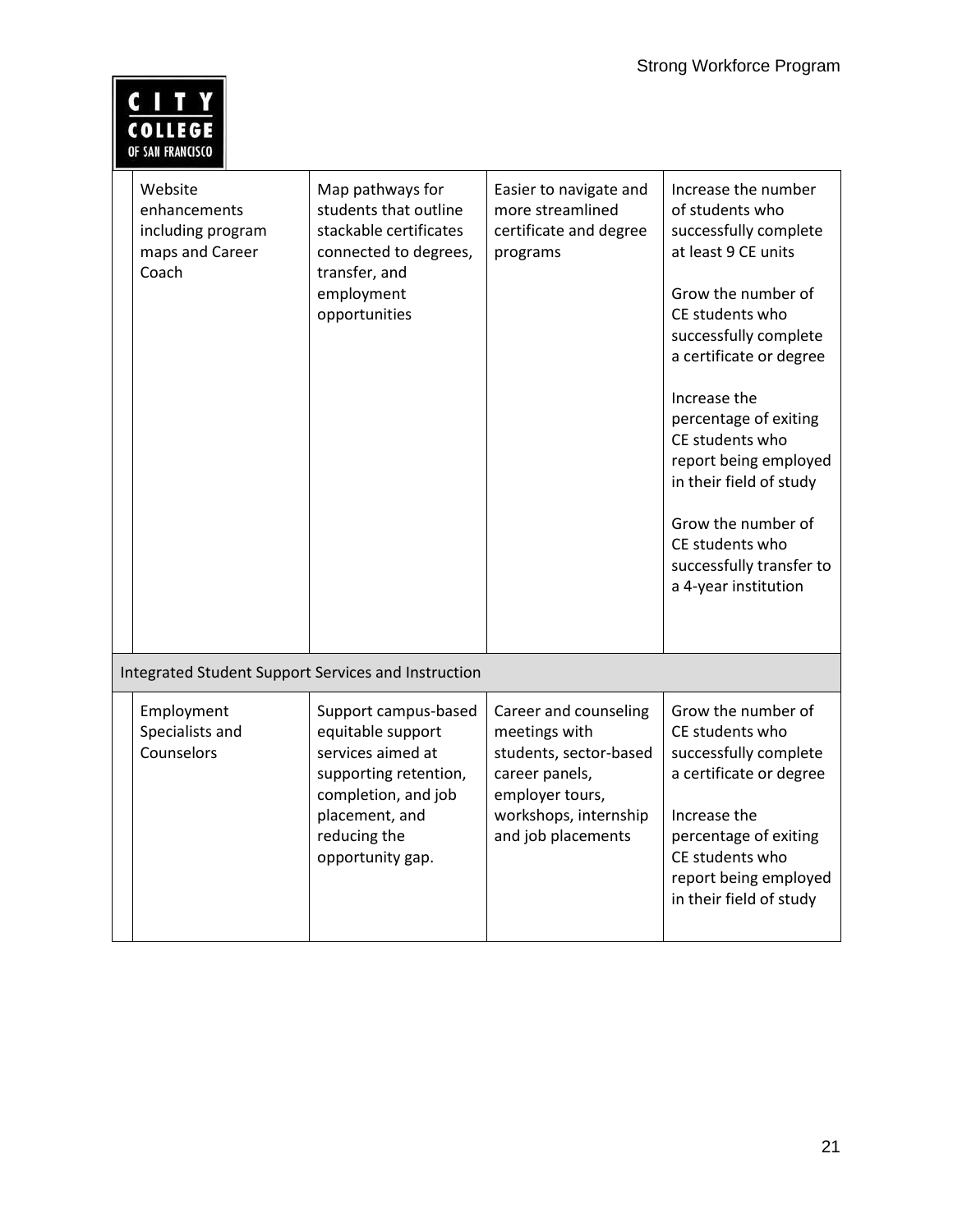| | | | | |
|---|---|---|---|---|
| | Website enhancements including program maps and Career Coach | Map pathways for students that outline stackable certificates connected to degrees, transfer, and employment opportunities | Easier to navigate and more streamlined certificate and degree programs | Increase the number of students who successfully complete at least 9 CE units<br><br>Grow the number of CE students who successfully complete a certificate or degree<br><br>Increase the percentage of exiting CE students who report being employed in their field of study<br><br>Grow the number of CE students who successfully transfer to a 4-year institution |
| Integrated Student Support Services and Instruction | | | | |
| | Employment Specialists and Counselors | Support campus-based equitable support services aimed at supporting retention, completion, and job placement, and reducing the opportunity gap. | Career and counseling meetings with students, sector-based career panels, employer tours, workshops, internship and job placements | Grow the number of CE students who successfully complete a certificate or degree<br><br>Increase the percentage of exiting CE students who report being employed in their field of study |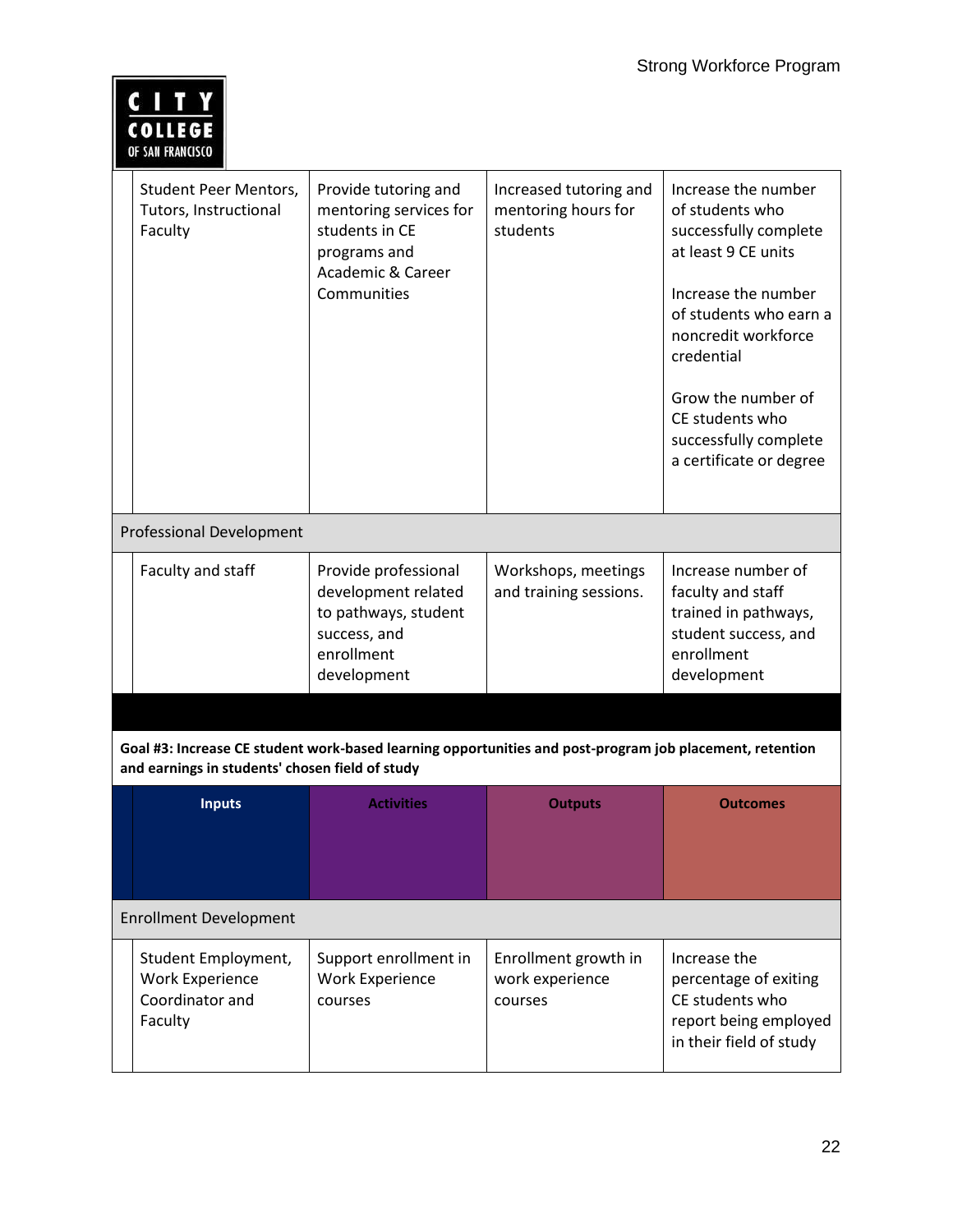| Inputs | Activities | Outputs | Outcomes |
|---|---|---|---|
| Student Peer Mentors, Tutors, Instructional Faculty | Provide tutoring and mentoring services for students in CE programs and Academic & Career Communities | Increased tutoring and mentoring hours for students | Increase the number of students who successfully complete at least 9 CE units<br><br>Increase the number of students who earn a noncredit workforce credential<br><br>Grow the number of CE students who successfully complete a certificate or degree |
| **Professional Development** | | | |
| Faculty and staff | Provide professional development related to pathways, student success, and enrollment development | Workshops, meetings and training sessions. | Increase number of faculty and staff trained in pathways, student success, and enrollment development |

**Goal #3: Increase CE student work-based learning opportunities and post-program job placement, retention and earnings in students' chosen field of study**

| Inputs | Activities | Outputs | Outcomes |
|---|---|---|---|
| **Enrollment Development** | | | |
| Student Employment, Work Experience Coordinator and Faculty | Support enrollment in Work Experience courses | Enrollment growth in work experience courses | Increase the percentage of exiting CE students who report being employed in their field of study |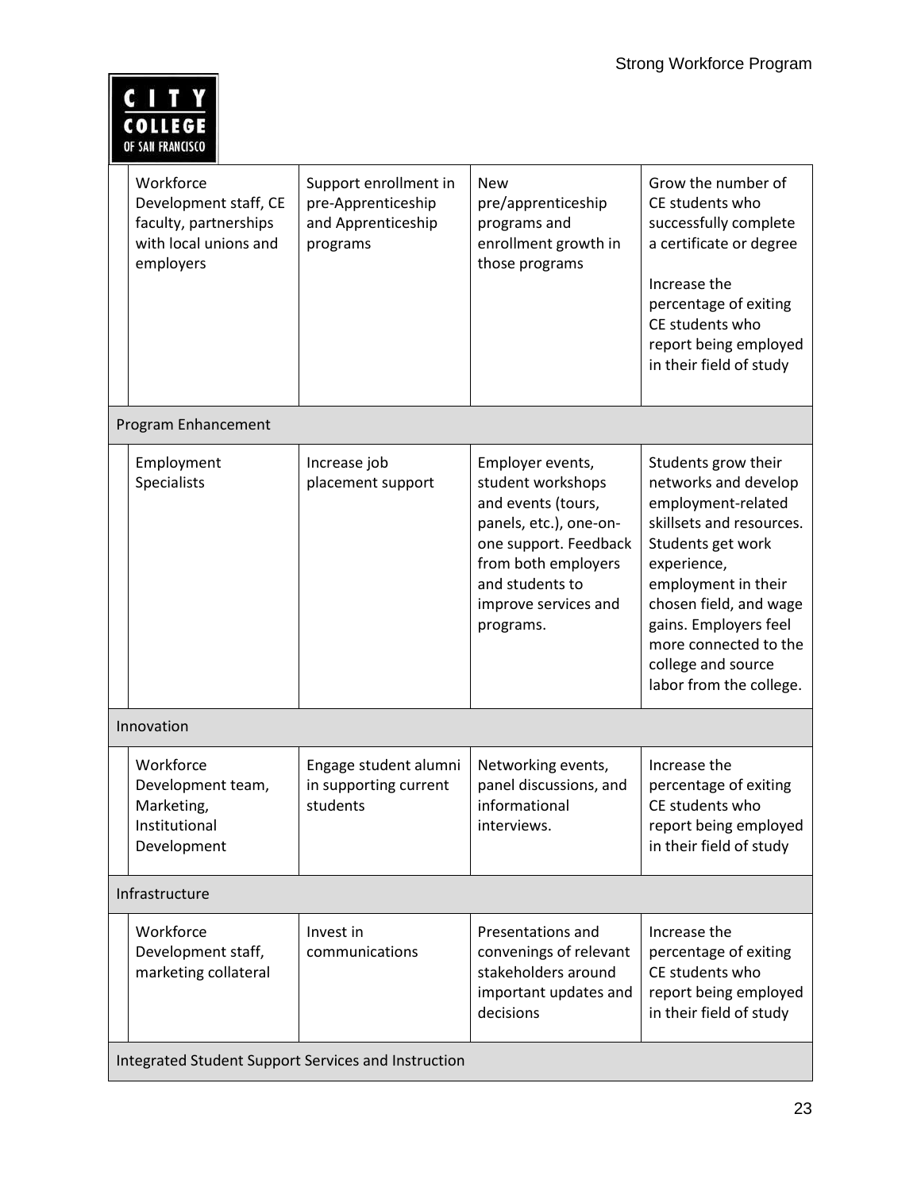| | | | |
|---|---|---|---|
| Workforce Development staff, CE faculty, partnerships with local unions and employers | Support enrollment in pre-Apprenticeship and Apprenticeship programs | New pre/apprenticeship programs and enrollment growth in those programs | Grow the number of CE students who successfully complete a certificate or degree<br><br>Increase the percentage of exiting CE students who report being employed in their field of study |
| **Program Enhancement** | | | |
| Employment Specialists | Increase job placement support | Employer events, student workshops and events (tours, panels, etc.), one-on-one support. Feedback from both employers and students to improve services and programs. | Students grow their networks and develop employment-related skillsets and resources. Students get work experience, employment in their chosen field, and wage gains. Employers feel more connected to the college and source labor from the college. |
| **Innovation** | | | |
| Workforce Development team, Marketing, Institutional Development | Engage student alumni in supporting current students | Networking events, panel discussions, and informational interviews. | Increase the percentage of exiting CE students who report being employed in their field of study |
| **Infrastructure** | | | |
| Workforce Development staff, marketing collateral | Invest in communications | Presentations and convenings of relevant stakeholders around important updates and decisions | Increase the percentage of exiting CE students who report being employed in their field of study |
| **Integrated Student Support Services and Instruction** | | | |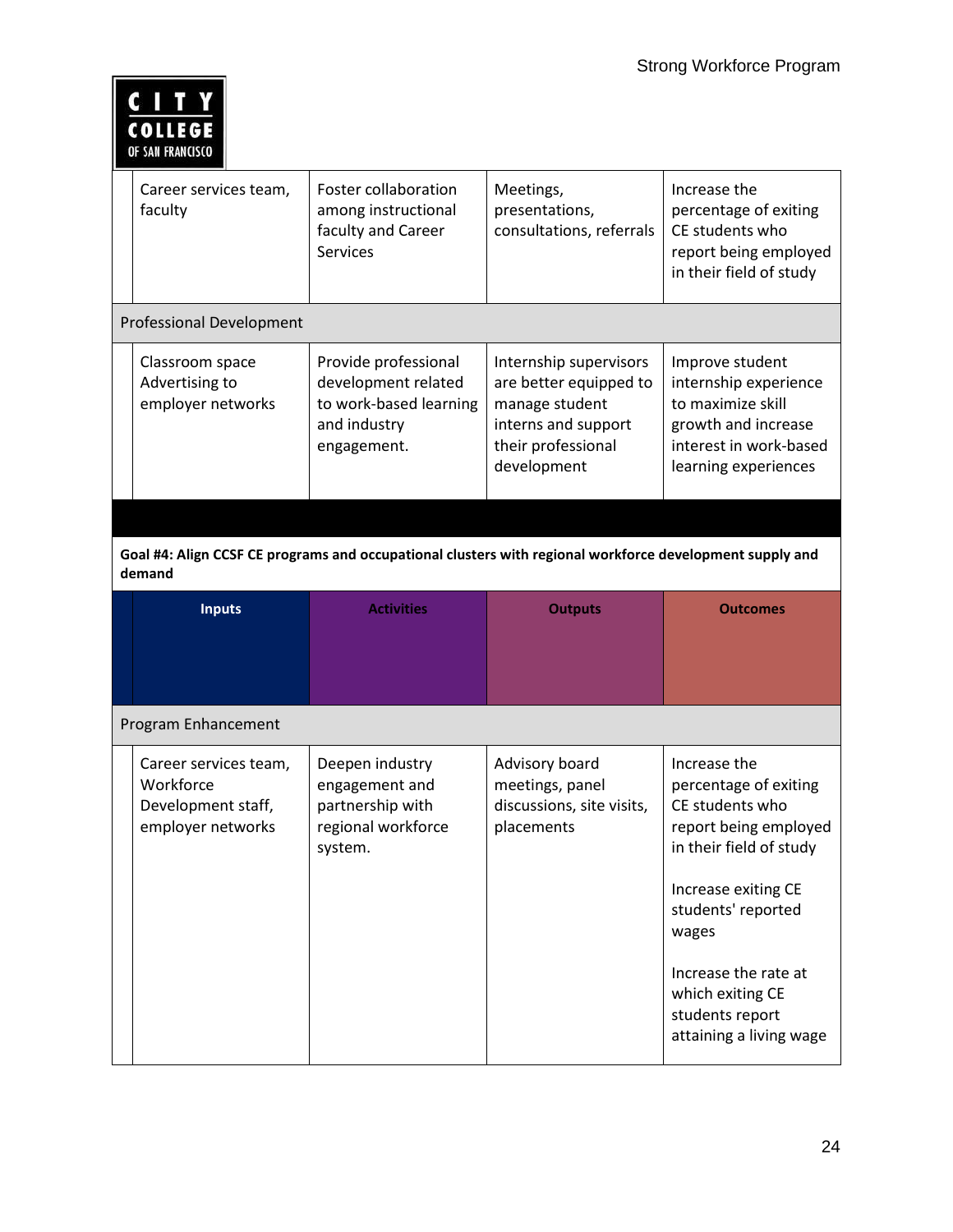| | Inputs | Activities | Outputs | Outcomes |
|---|---|---|---|---|
| | Career services team, faculty | Foster collaboration among instructional faculty and Career Services | Meetings, presentations, consultations, referrals | Increase the percentage of exiting CE students who report being employed in their field of study |
| Professional Development | | | | |
| | Classroom space Advertising to employer networks | Provide professional development related to work-based learning and industry engagement. | Internship supervisors are better equipped to manage student interns and support their professional development | Improve student internship experience to maximize skill growth and increase interest in work-based learning experiences |

**Goal #4: Align CCSF CE programs and occupational clusters with regional workforce development supply and demand**

| | Inputs | Activities | Outputs | Outcomes |
|---|---|---|---|---|
| Program Enhancement | | | | |
| | Career services team, Workforce Development staff, employer networks | Deepen industry engagement and partnership with regional workforce system. | Advisory board meetings, panel discussions, site visits, placements | Increase the percentage of exiting CE students who report being employed in their field of study<br><br>Increase exiting CE students' reported wages<br><br>Increase the rate at which exiting CE students report attaining a living wage |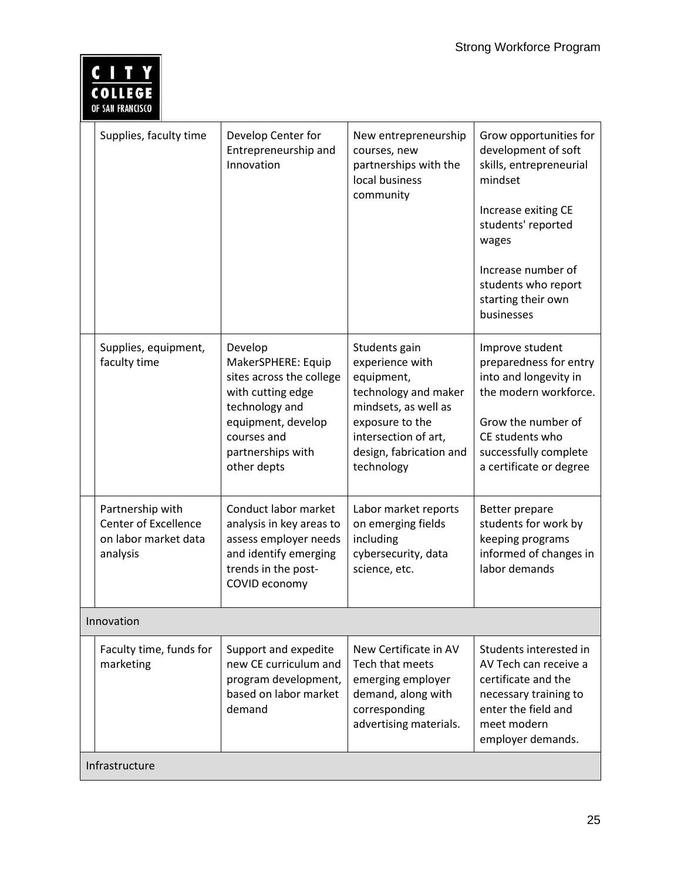| | | | | |
|---|---|---|---|---|
| | Supplies, faculty time | Develop Center for Entrepreneurship and Innovation | New entrepreneurship courses, new partnerships with the local business community | Grow opportunities for development of soft skills, entrepreneurial mindset<br><br>Increase exiting CE students' reported wages<br><br>Increase number of students who report starting their own businesses |
| | Supplies, equipment, faculty time | Develop MakerSPHERE: Equip sites across the college with cutting edge technology and equipment, develop courses and partnerships with other depts | Students gain experience with equipment, technology and maker mindsets, as well as exposure to the intersection of art, design, fabrication and technology | Improve student preparedness for entry into and longevity in the modern workforce.<br><br>Grow the number of CE students who successfully complete a certificate or degree |
| | Partnership with Center of Excellence on labor market data analysis | Conduct labor market analysis in key areas to assess employer needs and identify emerging trends in the post-COVID economy | Labor market reports on emerging fields including cybersecurity, data science, etc. | Better prepare students for work by keeping programs informed of changes in labor demands |
| Innovation | | | | |
| | Faculty time, funds for marketing | Support and expedite new CE curriculum and program development, based on labor market demand | New Certificate in AV Tech that meets emerging employer demand, along with corresponding advertising materials. | Students interested in AV Tech can receive a certificate and the necessary training to enter the field and meet modern employer demands. |
| Infrastructure | | | | |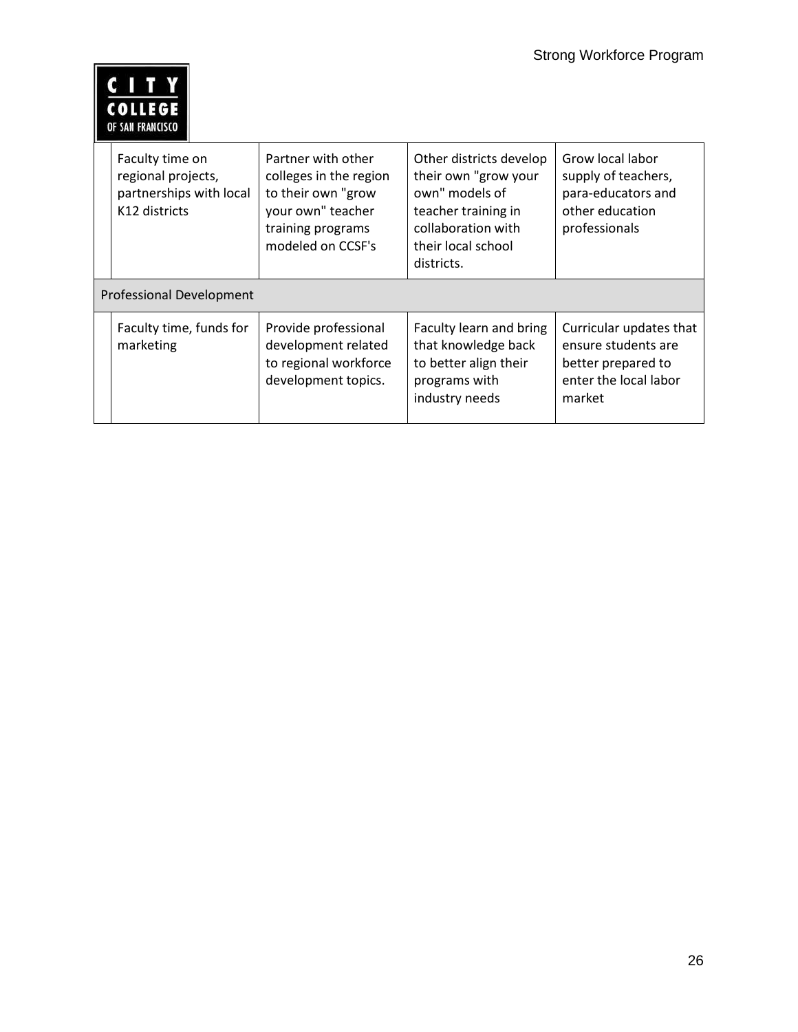| | | | | |
|---|---|---|---|---|
| | Faculty time on regional projects, partnerships with local K12 districts | Partner with other colleges in the region to their own "grow your own" teacher training programs modeled on CCSF's | Other districts develop their own "grow your own" models of teacher training in collaboration with their local school districts. | Grow local labor supply of teachers, para-educators and other education professionals |
| Professional Development | | | | |
| | Faculty time, funds for marketing | Provide professional development related to regional workforce development topics. | Faculty learn and bring that knowledge back to better align their programs with industry needs | Curricular updates that ensure students are better prepared to enter the local labor market |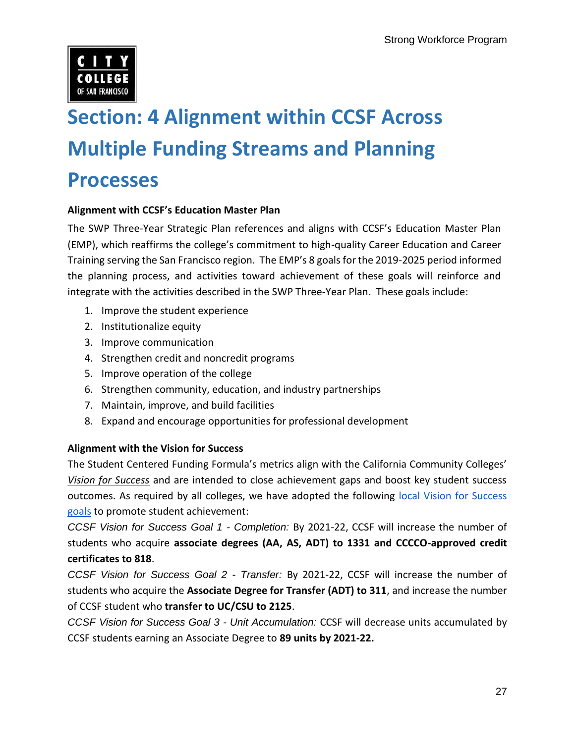# Section: 4 Alignment within CCSF Across Multiple Funding Streams and Planning Processes

**Alignment with CCSF's Education Master Plan**

The SWP Three-Year Strategic Plan references and aligns with CCSF's Education Master Plan (EMP), which reaffirms the college's commitment to high-quality Career Education and Career Training serving the San Francisco region. The EMP's 8 goals for the 2019-2025 period informed the planning process, and activities toward achievement of these goals will reinforce and integrate with the activities described in the SWP Three-Year Plan. These goals include:

1. Improve the student experience
2. Institutionalize equity
3. Improve communication
4. Strengthen credit and noncredit programs
5. Improve operation of the college
6. Strengthen community, education, and industry partnerships
7. Maintain, improve, and build facilities
8. Expand and encourage opportunities for professional development

**Alignment with the Vision for Success**

The Student Centered Funding Formula's metrics align with the California Community Colleges' *Vision for Success* and are intended to close achievement gaps and boost key student success outcomes. As required by all colleges, we have adopted the following local Vision for Success goals to promote student achievement:

*CCSF Vision for Success Goal 1 - Completion:* By 2021-22, CCSF will increase the number of students who acquire **associate degrees (AA, AS, ADT) to 1331 and CCCCO-approved credit certificates to 818**.

*CCSF Vision for Success Goal 2 - Transfer:* By 2021-22, CCSF will increase the number of students who acquire the **Associate Degree for Transfer (ADT) to 311**, and increase the number of CCSF student who **transfer to UC/CSU to 2125**.

*CCSF Vision for Success Goal 3 - Unit Accumulation:* CCSF will decrease units accumulated by CCSF students earning an Associate Degree to **89 units by 2021-22.**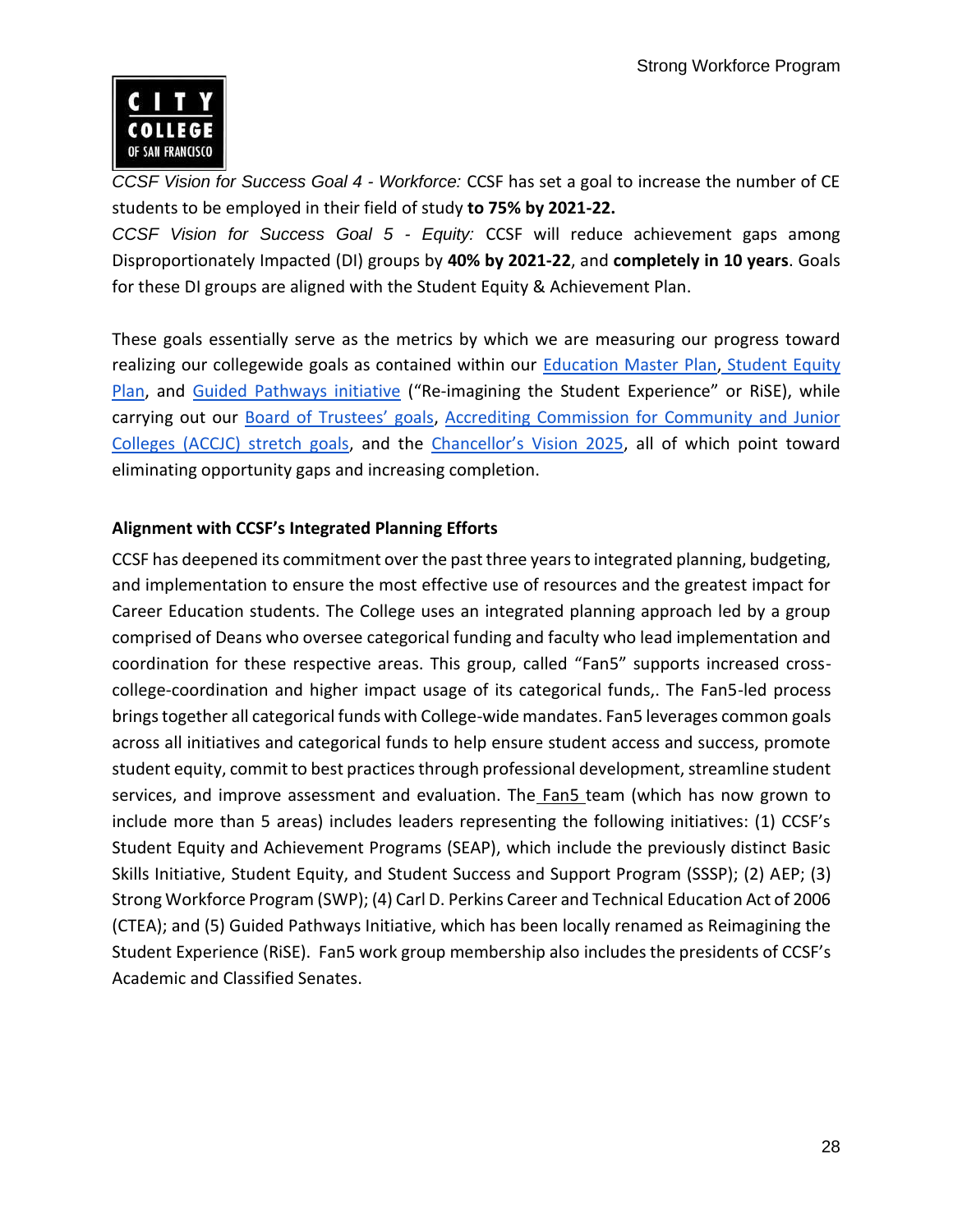*CCSF Vision for Success Goal 4 - Workforce:* CCSF has set a goal to increase the number of CE students to be employed in their field of study **to 75% by 2021-22.**

*CCSF Vision for Success Goal 5 - Equity:* CCSF will reduce achievement gaps among Disproportionately Impacted (DI) groups by **40% by 2021-22**, and **completely in 10 years**. Goals for these DI groups are aligned with the Student Equity & Achievement Plan.

These goals essentially serve as the metrics by which we are measuring our progress toward realizing our collegewide goals as contained within our Education Master Plan, Student Equity Plan, and Guided Pathways initiative ("Re-imagining the Student Experience" or RiSE), while carrying out our Board of Trustees' goals, Accrediting Commission for Community and Junior Colleges (ACCJC) stretch goals, and the Chancellor's Vision 2025, all of which point toward eliminating opportunity gaps and increasing completion.

**Alignment with CCSF's Integrated Planning Efforts**

CCSF has deepened its commitment over the past three years to integrated planning, budgeting, and implementation to ensure the most effective use of resources and the greatest impact for Career Education students. The College uses an integrated planning approach led by a group comprised of Deans who oversee categorical funding and faculty who lead implementation and coordination for these respective areas. This group, called "Fan5" supports increased cross-college-coordination and higher impact usage of its categorical funds,. The Fan5-led process brings together all categorical funds with College-wide mandates. Fan5 leverages common goals across all initiatives and categorical funds to help ensure student access and success, promote student equity, commit to best practices through professional development, streamline student services, and improve assessment and evaluation. The Fan5 team (which has now grown to include more than 5 areas) includes leaders representing the following initiatives: (1) CCSF's Student Equity and Achievement Programs (SEAP), which include the previously distinct Basic Skills Initiative, Student Equity, and Student Success and Support Program (SSSP); (2) AEP; (3) Strong Workforce Program (SWP); (4) Carl D. Perkins Career and Technical Education Act of 2006 (CTEA); and (5) Guided Pathways Initiative, which has been locally renamed as Reimagining the Student Experience (RiSE). Fan5 work group membership also includes the presidents of CCSF's Academic and Classified Senates.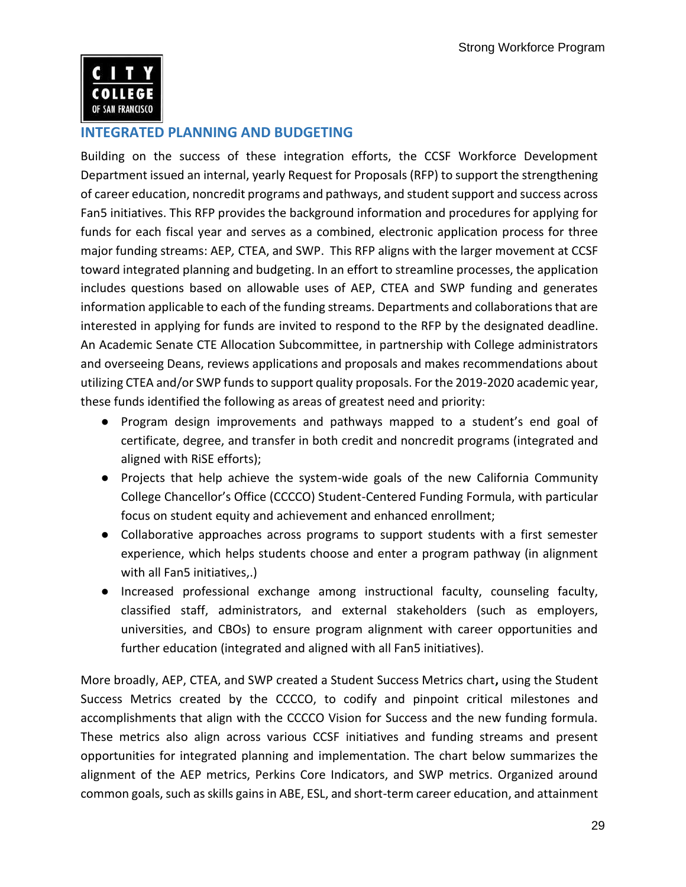## INTEGRATED PLANNING AND BUDGETING

Building on the success of these integration efforts, the CCSF Workforce Development Department issued an internal, yearly Request for Proposals (RFP) to support the strengthening of career education, noncredit programs and pathways, and student support and success across Fan5 initiatives. This RFP provides the background information and procedures for applying for funds for each fiscal year and serves as a combined, electronic application process for three major funding streams: AEP, CTEA, and SWP. This RFP aligns with the larger movement at CCSF toward integrated planning and budgeting. In an effort to streamline processes, the application includes questions based on allowable uses of AEP, CTEA and SWP funding and generates information applicable to each of the funding streams. Departments and collaborations that are interested in applying for funds are invited to respond to the RFP by the designated deadline. An Academic Senate CTE Allocation Subcommittee, in partnership with College administrators and overseeing Deans, reviews applications and proposals and makes recommendations about utilizing CTEA and/or SWP funds to support quality proposals. For the 2019-2020 academic year, these funds identified the following as areas of greatest need and priority:

- Program design improvements and pathways mapped to a student's end goal of certificate, degree, and transfer in both credit and noncredit programs (integrated and aligned with RiSE efforts);
- Projects that help achieve the system-wide goals of the new California Community College Chancellor's Office (CCCCO) Student-Centered Funding Formula, with particular focus on student equity and achievement and enhanced enrollment;
- Collaborative approaches across programs to support students with a first semester experience, which helps students choose and enter a program pathway (in alignment with all Fan5 initiatives,.)
- Increased professional exchange among instructional faculty, counseling faculty, classified staff, administrators, and external stakeholders (such as employers, universities, and CBOs) to ensure program alignment with career opportunities and further education (integrated and aligned with all Fan5 initiatives).

More broadly, AEP, CTEA, and SWP created a Student Success Metrics chart**,** using the Student Success Metrics created by the CCCCO, to codify and pinpoint critical milestones and accomplishments that align with the CCCCO Vision for Success and the new funding formula. These metrics also align across various CCSF initiatives and funding streams and present opportunities for integrated planning and implementation. The chart below summarizes the alignment of the AEP metrics, Perkins Core Indicators, and SWP metrics. Organized around common goals, such as skills gains in ABE, ESL, and short-term career education, and attainment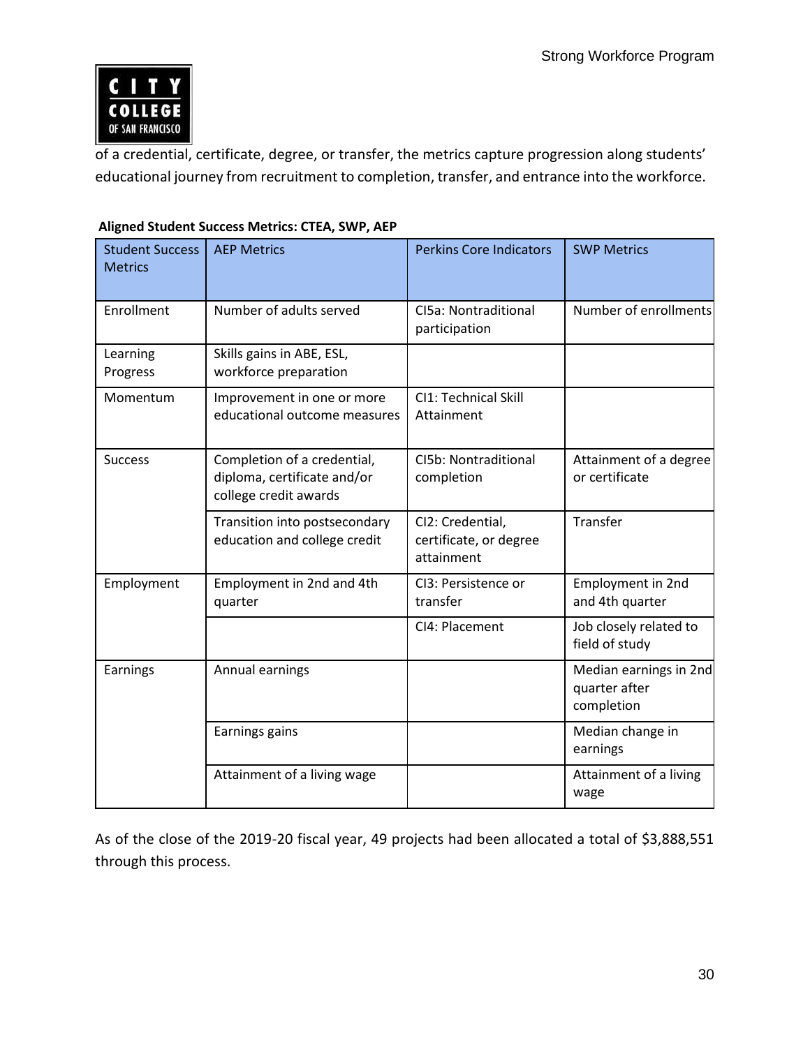of a credential, certificate, degree, or transfer, the metrics capture progression along students' educational journey from recruitment to completion, transfer, and entrance into the workforce.

**Aligned Student Success Metrics: CTEA, SWP, AEP**

| Student Success Metrics | AEP Metrics | Perkins Core Indicators | SWP Metrics |
|---|---|---|---|
| Enrollment | Number of adults served | CI5a: Nontraditional participation | Number of enrollments |
| Learning Progress | Skills gains in ABE, ESL, workforce preparation | | |
| Momentum | Improvement in one or more educational outcome measures | CI1: Technical Skill Attainment | |
| Success | Completion of a credential, diploma, certificate and/or college credit awards | CI5b: Nontraditional completion | Attainment of a degree or certificate |
| | Transition into postsecondary education and college credit | CI2: Credential, certificate, or degree attainment | Transfer |
| Employment | Employment in 2nd and 4th quarter | CI3: Persistence or transfer | Employment in 2nd and 4th quarter |
| | | CI4: Placement | Job closely related to field of study |
| Earnings | Annual earnings | | Median earnings in 2nd quarter after completion |
| | Earnings gains | | Median change in earnings |
| | Attainment of a living wage | | Attainment of a living wage |

As of the close of the 2019-20 fiscal year, 49 projects had been allocated a total of $3,888,551 through this process.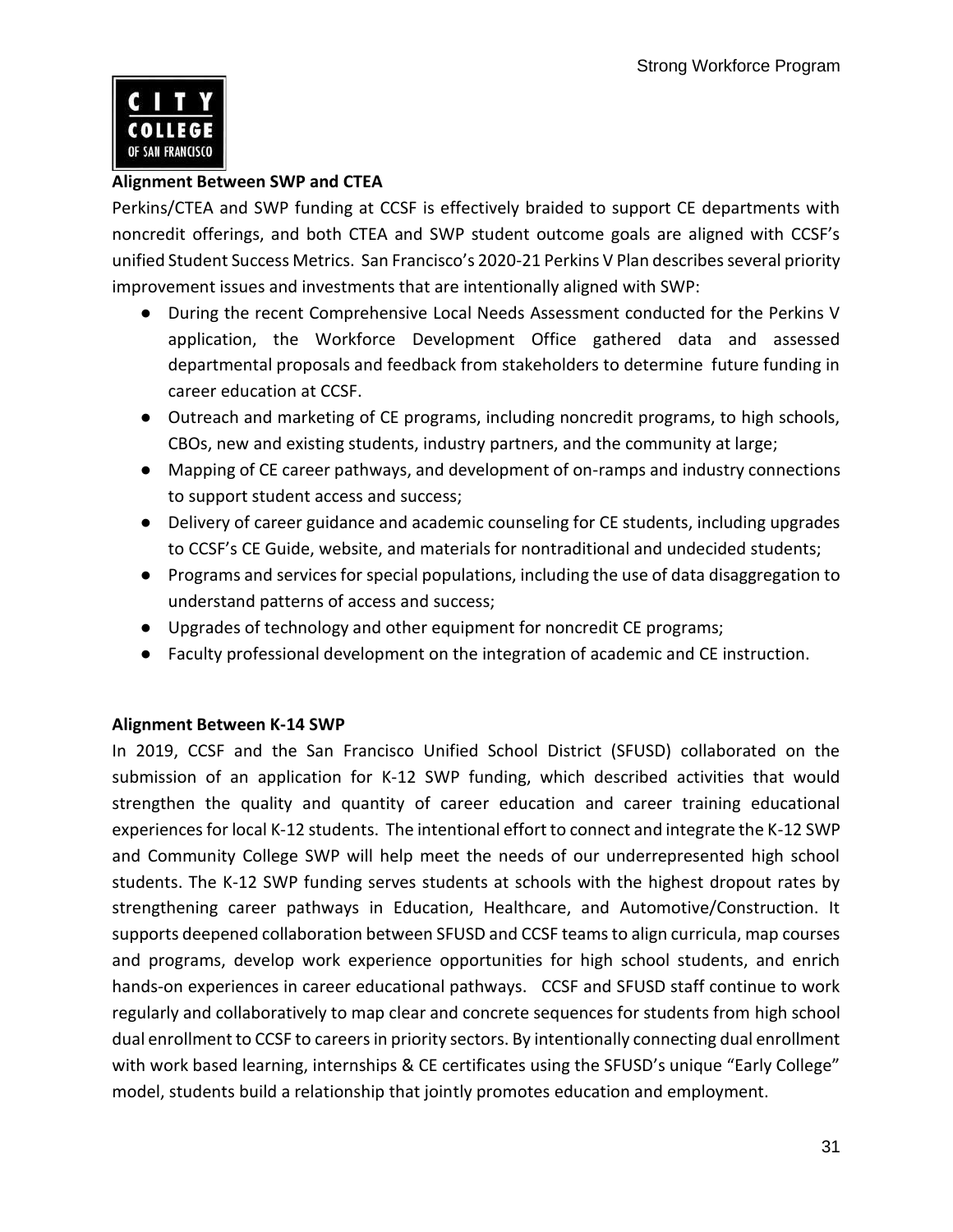**Alignment Between SWP and CTEA**

Perkins/CTEA and SWP funding at CCSF is effectively braided to support CE departments with noncredit offerings, and both CTEA and SWP student outcome goals are aligned with CCSF's unified Student Success Metrics. San Francisco's 2020-21 Perkins V Plan describes several priority improvement issues and investments that are intentionally aligned with SWP:

- During the recent Comprehensive Local Needs Assessment conducted for the Perkins V application, the Workforce Development Office gathered data and assessed departmental proposals and feedback from stakeholders to determine future funding in career education at CCSF.
- Outreach and marketing of CE programs, including noncredit programs, to high schools, CBOs, new and existing students, industry partners, and the community at large;
- Mapping of CE career pathways, and development of on-ramps and industry connections to support student access and success;
- Delivery of career guidance and academic counseling for CE students, including upgrades to CCSF's CE Guide, website, and materials for nontraditional and undecided students;
- Programs and services for special populations, including the use of data disaggregation to understand patterns of access and success;
- Upgrades of technology and other equipment for noncredit CE programs;
- Faculty professional development on the integration of academic and CE instruction.

**Alignment Between K-14 SWP**

In 2019, CCSF and the San Francisco Unified School District (SFUSD) collaborated on the submission of an application for K-12 SWP funding, which described activities that would strengthen the quality and quantity of career education and career training educational experiences for local K-12 students. The intentional effort to connect and integrate the K-12 SWP and Community College SWP will help meet the needs of our underrepresented high school students. The K-12 SWP funding serves students at schools with the highest dropout rates by strengthening career pathways in Education, Healthcare, and Automotive/Construction. It supports deepened collaboration between SFUSD and CCSF teams to align curricula, map courses and programs, develop work experience opportunities for high school students, and enrich hands-on experiences in career educational pathways. CCSF and SFUSD staff continue to work regularly and collaboratively to map clear and concrete sequences for students from high school dual enrollment to CCSF to careers in priority sectors. By intentionally connecting dual enrollment with work based learning, internships & CE certificates using the SFUSD's unique "Early College" model, students build a relationship that jointly promotes education and employment.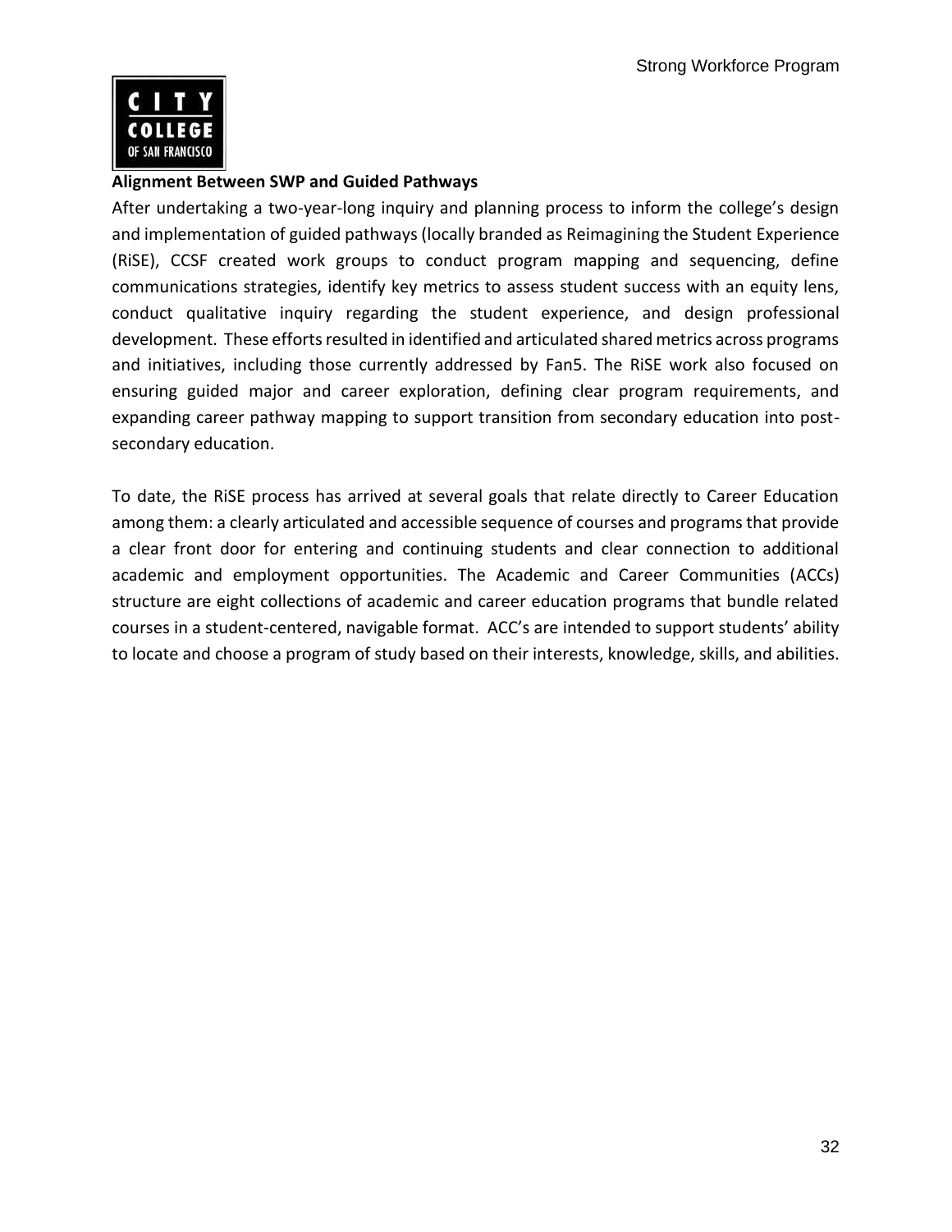**Alignment Between SWP and Guided Pathways**

After undertaking a two-year-long inquiry and planning process to inform the college's design and implementation of guided pathways (locally branded as Reimagining the Student Experience (RiSE), CCSF created work groups to conduct program mapping and sequencing, define communications strategies, identify key metrics to assess student success with an equity lens, conduct qualitative inquiry regarding the student experience, and design professional development. These efforts resulted in identified and articulated shared metrics across programs and initiatives, including those currently addressed by Fan5. The RiSE work also focused on ensuring guided major and career exploration, defining clear program requirements, and expanding career pathway mapping to support transition from secondary education into post-secondary education.

To date, the RiSE process has arrived at several goals that relate directly to Career Education among them: a clearly articulated and accessible sequence of courses and programs that provide a clear front door for entering and continuing students and clear connection to additional academic and employment opportunities. The Academic and Career Communities (ACCs) structure are eight collections of academic and career education programs that bundle related courses in a student-centered, navigable format. ACC's are intended to support students' ability to locate and choose a program of study based on their interests, knowledge, skills, and abilities.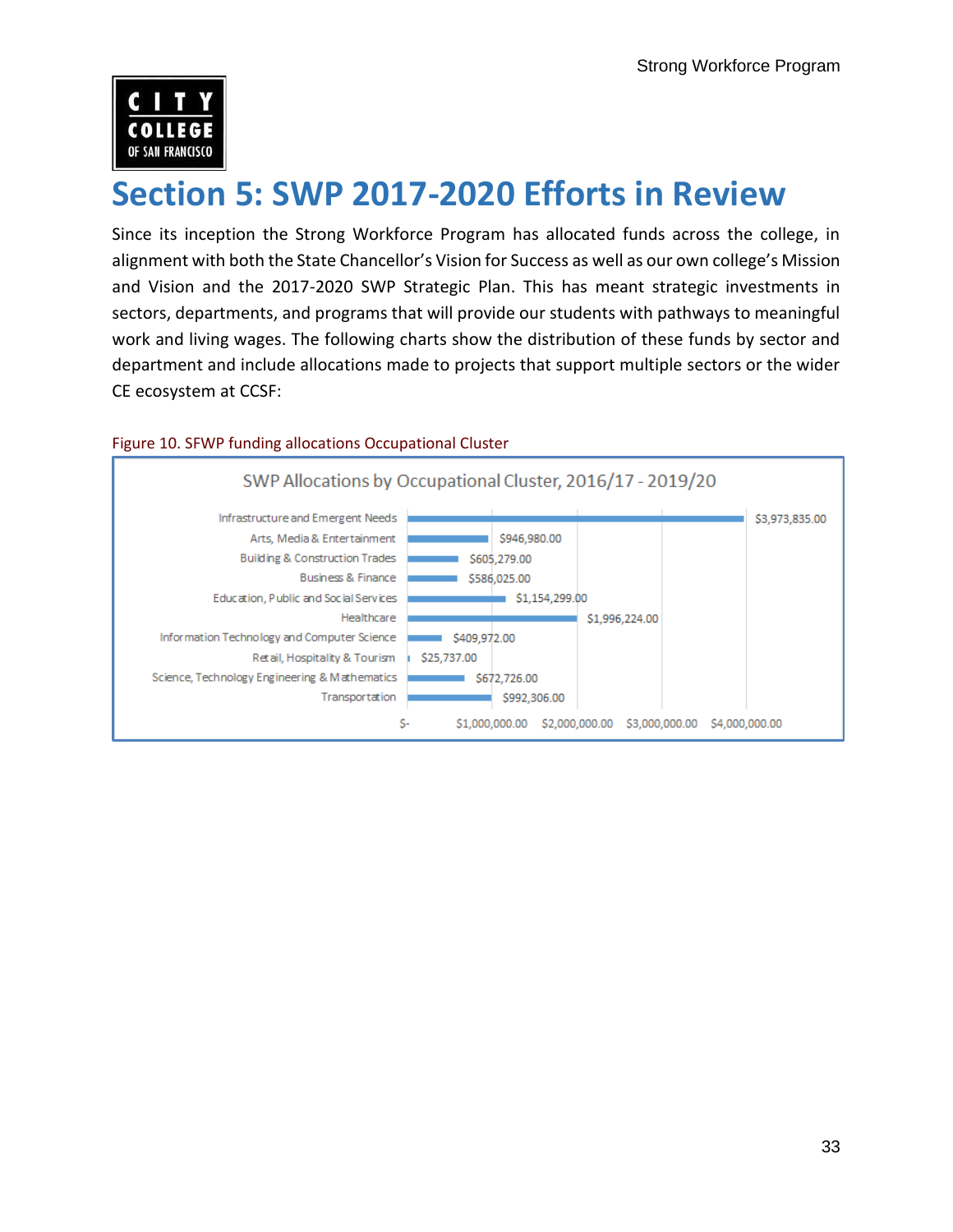# Section 5: SWP 2017-2020 Efforts in Review

Since its inception the Strong Workforce Program has allocated funds across the college, in alignment with both the State Chancellor's Vision for Success as well as our own college's Mission and Vision and the 2017-2020 SWP Strategic Plan. This has meant strategic investments in sectors, departments, and programs that will provide our students with pathways to meaningful work and living wages. The following charts show the distribution of these funds by sector and department and include allocations made to projects that support multiple sectors or the wider CE ecosystem at CCSF:

Figure 10. SFWP funding allocations Occupational Cluster

**SWP Allocations by Occupational Cluster, 2016/17 - 2019/20**

| Occupational Cluster | Allocation |
|---|---|
| Infrastructure and Emergent Needs | $3,973,835.00 |
| Arts, Media & Entertainment | $946,980.00 |
| Building & Construction Trades | $605,279.00 |
| Business & Finance | $586,025.00 |
| Education, Public and Social Services | $1,154,299.00 |
| Healthcare | $1,996,224.00 |
| Information Technology and Computer Science | $409,972.00 |
| Retail, Hospitality & Tourism | $25,737.00 |
| Science, Technology Engineering & Mathematics | $672,726.00 |
| Transportation | $992,306.00 |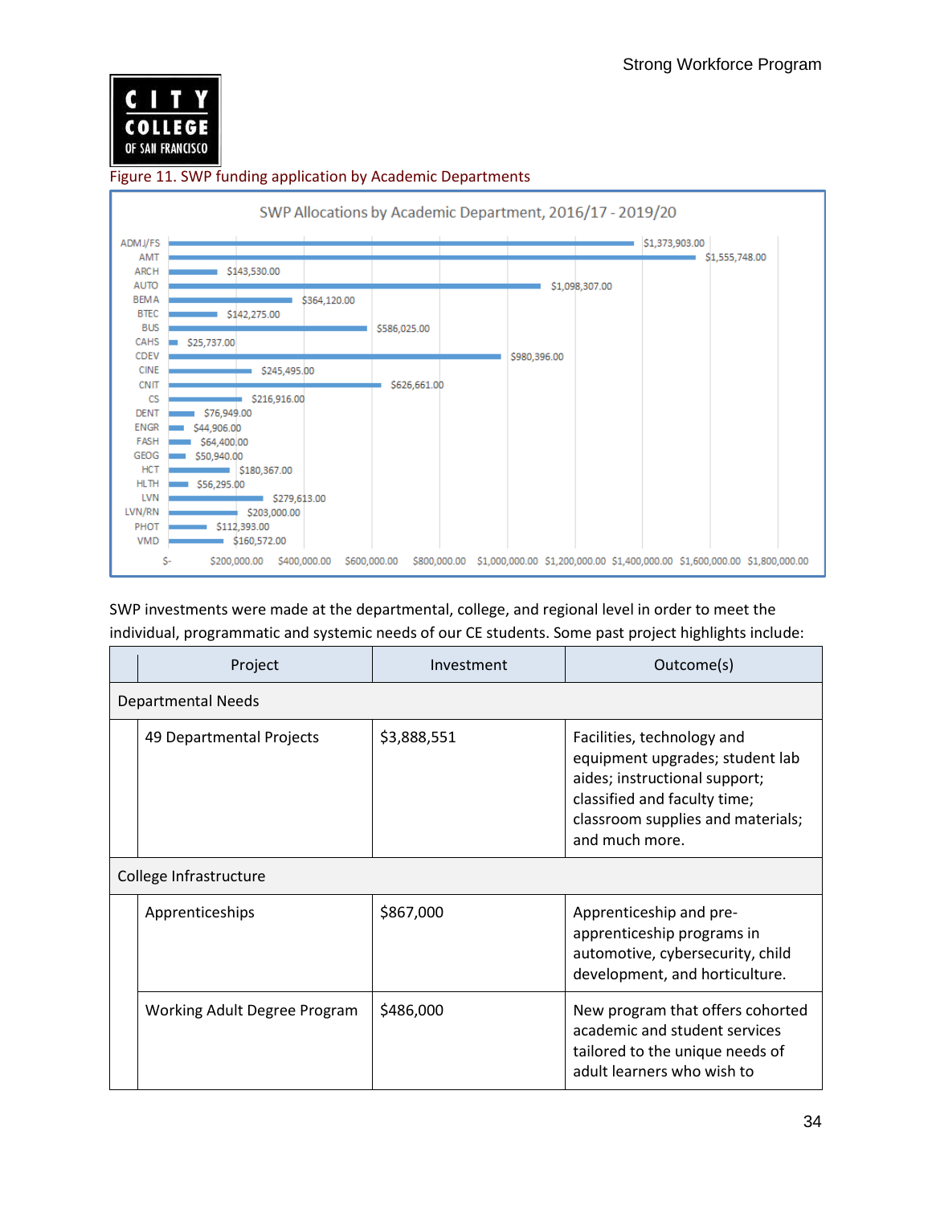Figure 11. SWP funding application by Academic Departments

SWP Allocations by Academic Department, 2016/17 - 2019/20

| Department | Allocation |
|---|---|
| ADMJ/FS | $1,373,903.00 |
| AMT | $1,555,748.00 |
| ARCH | $143,530.00 |
| AUTO | $1,098,307.00 |
| BEMA | $364,120.00 |
| BTEC | $142,275.00 |
| BUS | $586,025.00 |
| CAHS | $25,737.00 |
| CDEV | $980,396.00 |
| CINE | $245,495.00 |
| CNIT | $626,661.00 |
| CS | $216,916.00 |
| DENT | $76,949.00 |
| ENGR | $44,906.00 |
| FASH | $64,400.00 |
| GEOG | $50,940.00 |
| HCT | $180,367.00 |
| HLTH | $56,295.00 |
| LVN | $279,613.00 |
| LVN/RN | $203,000.00 |
| PHOT | $112,393.00 |
| VMD | $160,572.00 |

SWP investments were made at the departmental, college, and regional level in order to meet the individual, programmatic and systemic needs of our CE students. Some past project highlights include:

| | Project | Investment | Outcome(s) |
|---|---|---|---|
| Departmental Needs | | | |
| | 49 Departmental Projects | $3,888,551 | Facilities, technology and equipment upgrades; student lab aides; instructional support; classified and faculty time; classroom supplies and materials; and much more. |
| College Infrastructure | | | |
| | Apprenticeships | $867,000 | Apprenticeship and pre-apprenticeship programs in automotive, cybersecurity, child development, and horticulture. |
| | Working Adult Degree Program | $486,000 | New program that offers cohorted academic and student services tailored to the unique needs of adult learners who wish to |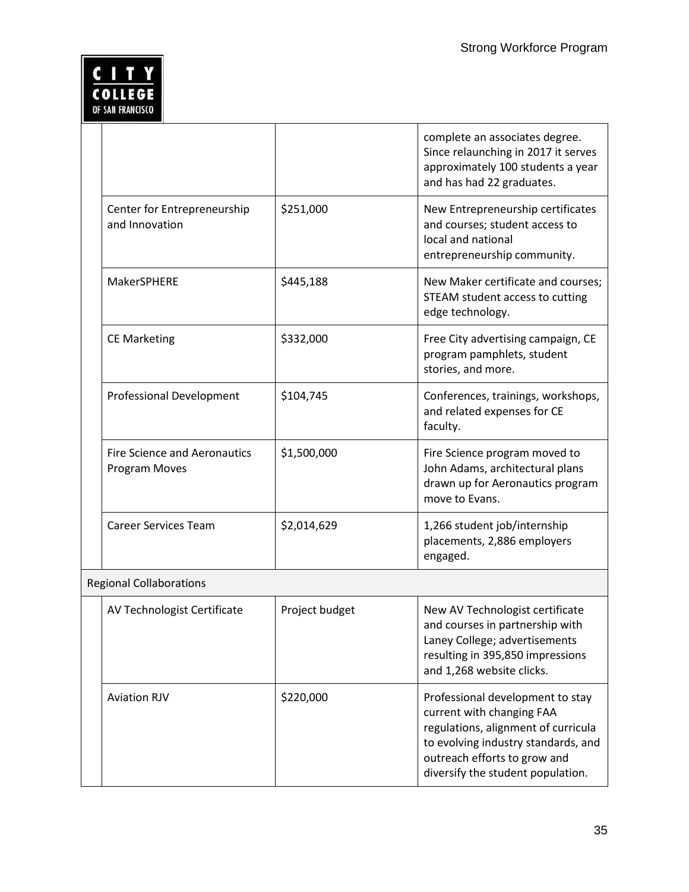| | | | |
|---|---|---|---|
| | | | complete an associates degree. Since relaunching in 2017 it serves approximately 100 students a year and has had 22 graduates. |
| | Center for Entrepreneurship and Innovation | $251,000 | New Entrepreneurship certificates and courses; student access to local and national entrepreneurship community. |
| | MakerSPHERE | $445,188 | New Maker certificate and courses; STEAM student access to cutting edge technology. |
| | CE Marketing | $332,000 | Free City advertising campaign, CE program pamphlets, student stories, and more. |
| | Professional Development | $104,745 | Conferences, trainings, workshops, and related expenses for CE faculty. |
| | Fire Science and Aeronautics Program Moves | $1,500,000 | Fire Science program moved to John Adams, architectural plans drawn up for Aeronautics program move to Evans. |
| | Career Services Team | $2,014,629 | 1,266 student job/internship placements, 2,886 employers engaged. |
| Regional Collaborations | | | |
| | AV Technologist Certificate | Project budget | New AV Technologist certificate and courses in partnership with Laney College; advertisements resulting in 395,850 impressions and 1,268 website clicks. |
| | Aviation RJV | $220,000 | Professional development to stay current with changing FAA regulations, alignment of curricula to evolving industry standards, and outreach efforts to grow and diversify the student population. |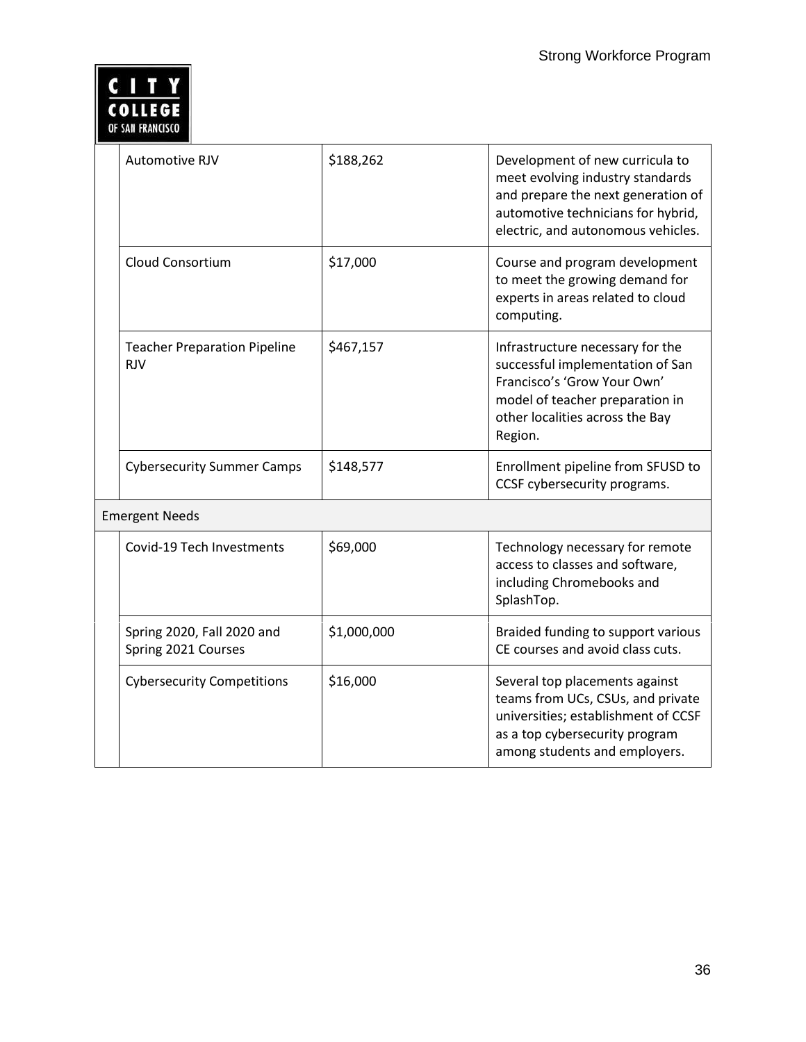| | | | |
|---|---|---|---|
| | Automotive RJV | $188,262 | Development of new curricula to meet evolving industry standards and prepare the next generation of automotive technicians for hybrid, electric, and autonomous vehicles. |
| | Cloud Consortium | $17,000 | Course and program development to meet the growing demand for experts in areas related to cloud computing. |
| | Teacher Preparation Pipeline RJV | $467,157 | Infrastructure necessary for the successful implementation of San Francisco's 'Grow Your Own' model of teacher preparation in other localities across the Bay Region. |
| | Cybersecurity Summer Camps | $148,577 | Enrollment pipeline from SFUSD to CCSF cybersecurity programs. |
| Emergent Needs | | | |
| | Covid-19 Tech Investments | $69,000 | Technology necessary for remote access to classes and software, including Chromebooks and SplashTop. |
| | Spring 2020, Fall 2020 and Spring 2021 Courses | $1,000,000 | Braided funding to support various CE courses and avoid class cuts. |
| | Cybersecurity Competitions | $16,000 | Several top placements against teams from UCs, CSUs, and private universities; establishment of CCSF as a top cybersecurity program among students and employers. |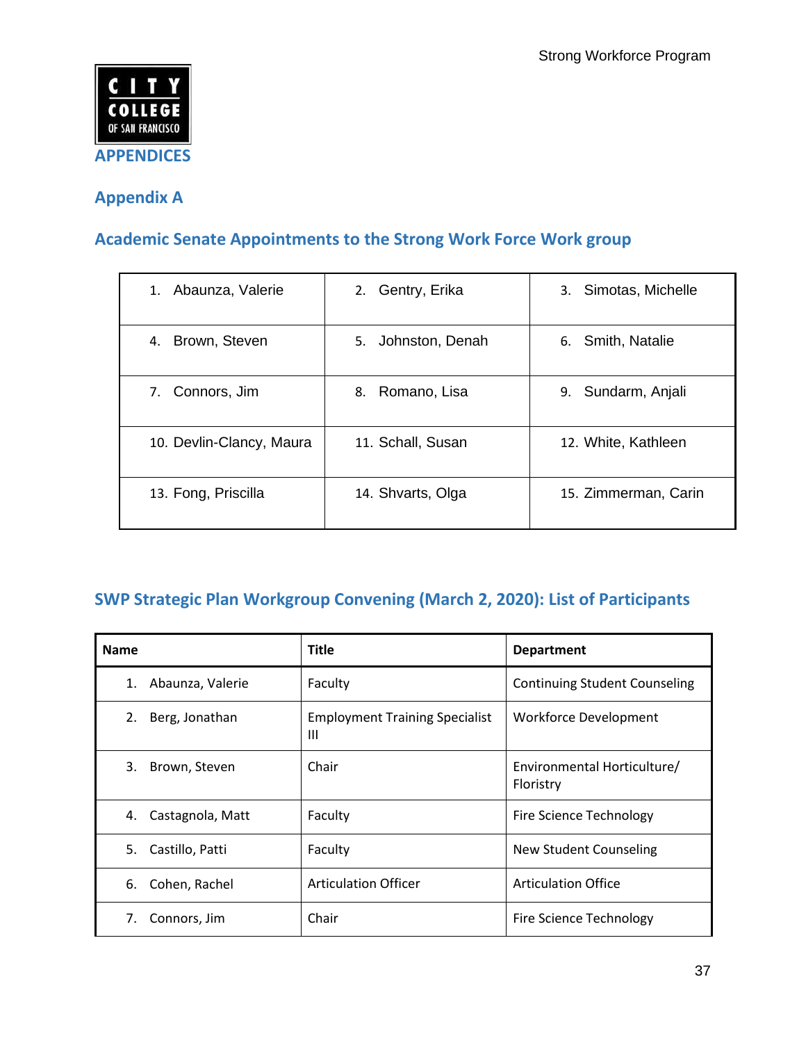# APPENDICES

## Appendix A

### Academic Senate Appointments to the Strong Work Force Work group

| | | |
|---|---|---|
| 1. Abaunza, Valerie | 2. Gentry, Erika | 3. Simotas, Michelle |
| 4. Brown, Steven | 5. Johnston, Denah | 6. Smith, Natalie |
| 7. Connors, Jim | 8. Romano, Lisa | 9. Sundarm, Anjali |
| 10. Devlin-Clancy, Maura | 11. Schall, Susan | 12. White, Kathleen |
| 13. Fong, Priscilla | 14. Shvarts, Olga | 15. Zimmerman, Carin |

### SWP Strategic Plan Workgroup Convening (March 2, 2020): List of Participants

| Name | Title | Department |
|---|---|---|
| 1. Abaunza, Valerie | Faculty | Continuing Student Counseling |
| 2. Berg, Jonathan | Employment Training Specialist III | Workforce Development |
| 3. Brown, Steven | Chair | Environmental Horticulture/ Floristry |
| 4. Castagnola, Matt | Faculty | Fire Science Technology |
| 5. Castillo, Patti | Faculty | New Student Counseling |
| 6. Cohen, Rachel | Articulation Officer | Articulation Office |
| 7. Connors, Jim | Chair | Fire Science Technology |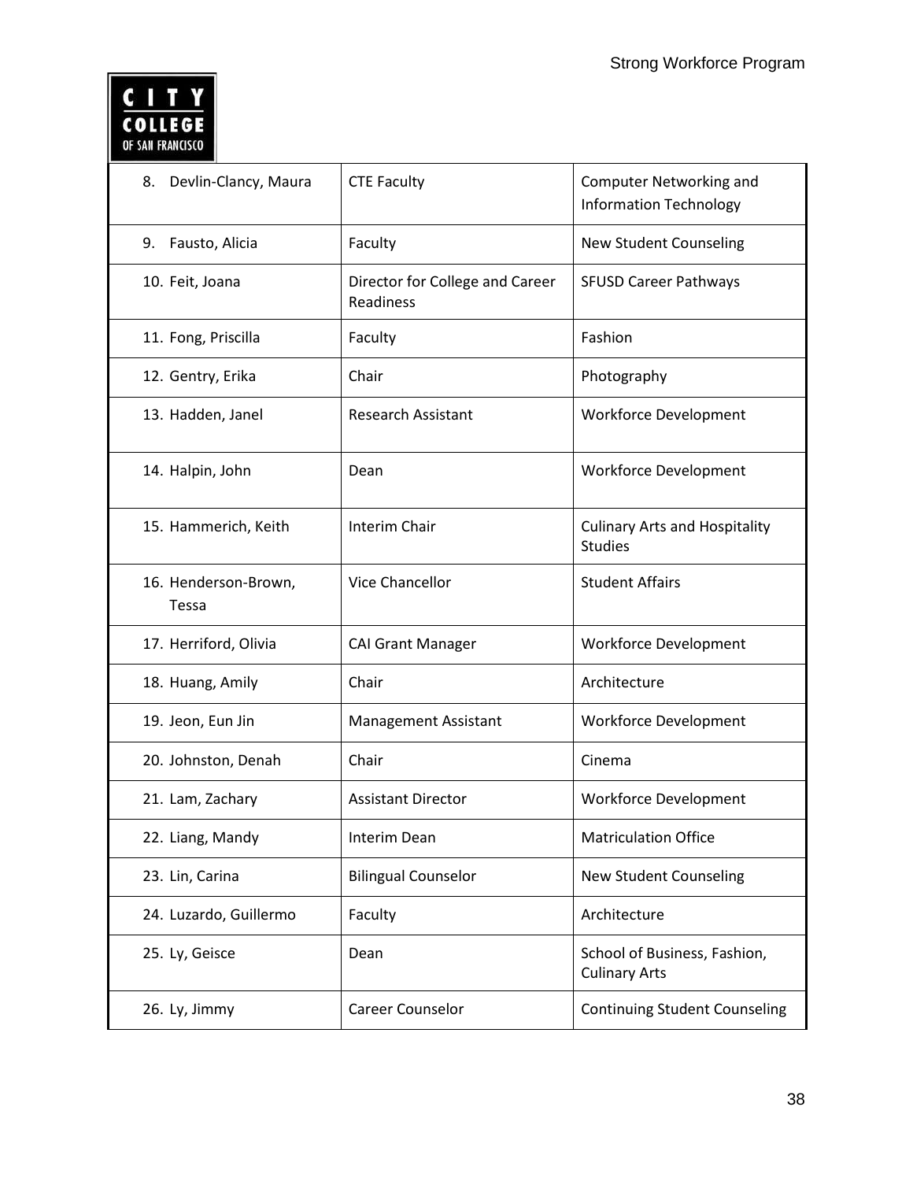| | | |
|---|---|---|
| 8. Devlin-Clancy, Maura | CTE Faculty | Computer Networking and Information Technology |
| 9. Fausto, Alicia | Faculty | New Student Counseling |
| 10. Feit, Joana | Director for College and Career Readiness | SFUSD Career Pathways |
| 11. Fong, Priscilla | Faculty | Fashion |
| 12. Gentry, Erika | Chair | Photography |
| 13. Hadden, Janel | Research Assistant | Workforce Development |
| 14. Halpin, John | Dean | Workforce Development |
| 15. Hammerich, Keith | Interim Chair | Culinary Arts and Hospitality Studies |
| 16. Henderson-Brown, Tessa | Vice Chancellor | Student Affairs |
| 17. Herriford, Olivia | CAI Grant Manager | Workforce Development |
| 18. Huang, Amily | Chair | Architecture |
| 19. Jeon, Eun Jin | Management Assistant | Workforce Development |
| 20. Johnston, Denah | Chair | Cinema |
| 21. Lam, Zachary | Assistant Director | Workforce Development |
| 22. Liang, Mandy | Interim Dean | Matriculation Office |
| 23. Lin, Carina | Bilingual Counselor | New Student Counseling |
| 24. Luzardo, Guillermo | Faculty | Architecture |
| 25. Ly, Geisce | Dean | School of Business, Fashion, Culinary Arts |
| 26. Ly, Jimmy | Career Counselor | Continuing Student Counseling |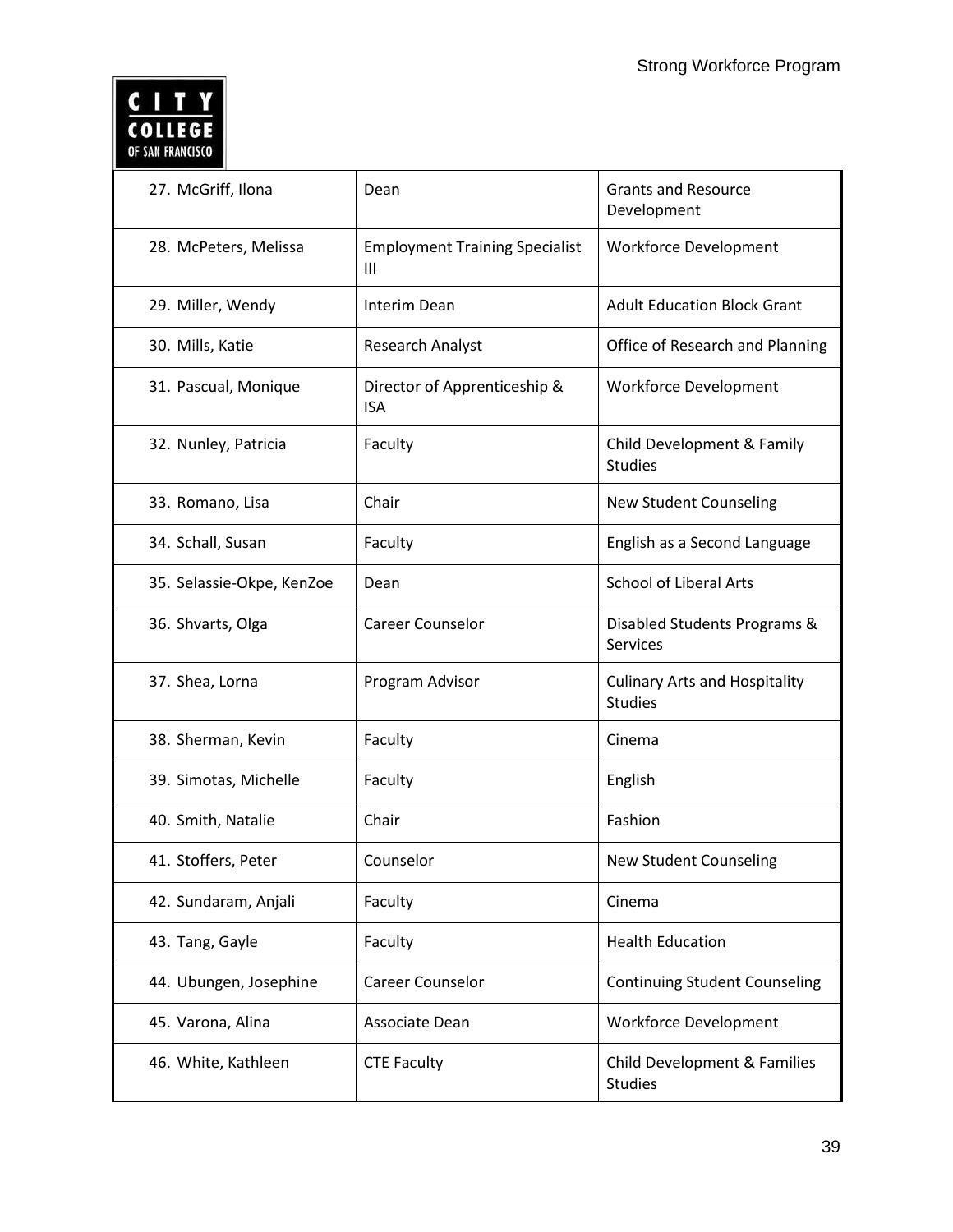| | | |
|---|---|---|
| 27. McGriff, Ilona | Dean | Grants and Resource Development |
| 28. McPeters, Melissa | Employment Training Specialist III | Workforce Development |
| 29. Miller, Wendy | Interim Dean | Adult Education Block Grant |
| 30. Mills, Katie | Research Analyst | Office of Research and Planning |
| 31. Pascual, Monique | Director of Apprenticeship & ISA | Workforce Development |
| 32. Nunley, Patricia | Faculty | Child Development & Family Studies |
| 33. Romano, Lisa | Chair | New Student Counseling |
| 34. Schall, Susan | Faculty | English as a Second Language |
| 35. Selassie-Okpe, KenZoe | Dean | School of Liberal Arts |
| 36. Shvarts, Olga | Career Counselor | Disabled Students Programs & Services |
| 37. Shea, Lorna | Program Advisor | Culinary Arts and Hospitality Studies |
| 38. Sherman, Kevin | Faculty | Cinema |
| 39. Simotas, Michelle | Faculty | English |
| 40. Smith, Natalie | Chair | Fashion |
| 41. Stoffers, Peter | Counselor | New Student Counseling |
| 42. Sundaram, Anjali | Faculty | Cinema |
| 43. Tang, Gayle | Faculty | Health Education |
| 44. Ubungen, Josephine | Career Counselor | Continuing Student Counseling |
| 45. Varona, Alina | Associate Dean | Workforce Development |
| 46. White, Kathleen | CTE Faculty | Child Development & Families Studies |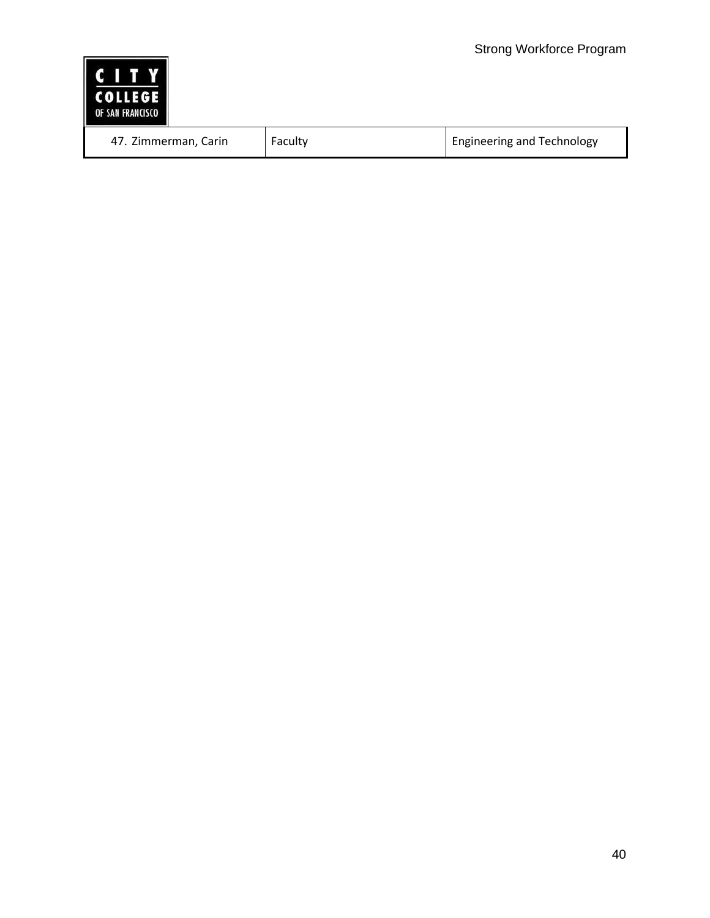| 47. Zimmerman, Carin | Faculty | Engineering and Technology |
|---|---|---|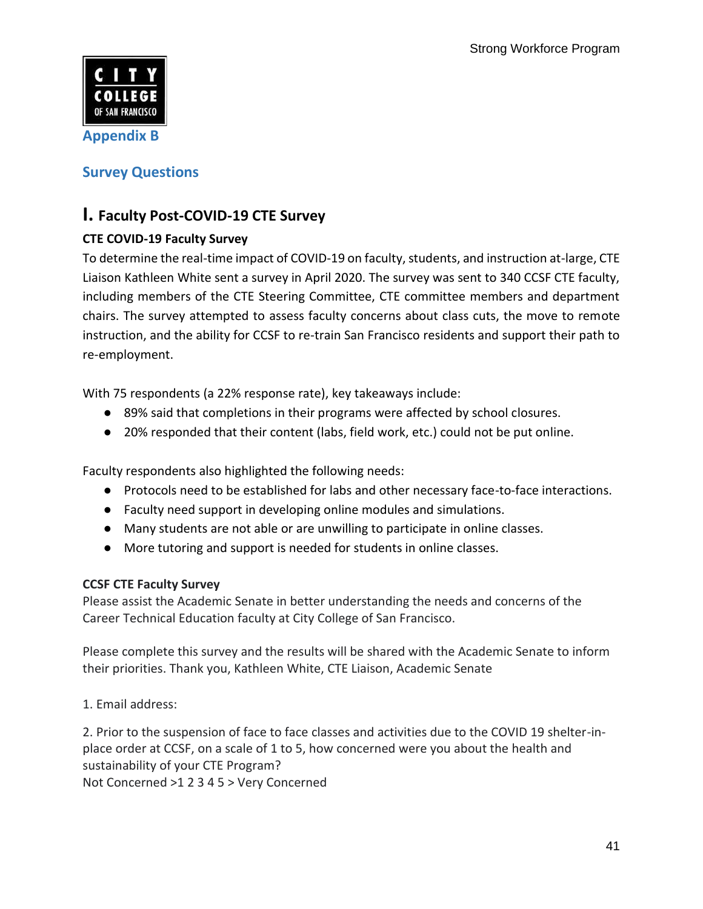## Appendix B

## Survey Questions

### I. Faculty Post-COVID-19 CTE Survey

**CTE COVID-19 Faculty Survey**

To determine the real-time impact of COVID-19 on faculty, students, and instruction at-large, CTE Liaison Kathleen White sent a survey in April 2020. The survey was sent to 340 CCSF CTE faculty, including members of the CTE Steering Committee, CTE committee members and department chairs. The survey attempted to assess faculty concerns about class cuts, the move to remote instruction, and the ability for CCSF to re-train San Francisco residents and support their path to re-employment.

With 75 respondents (a 22% response rate), key takeaways include:

- 89% said that completions in their programs were affected by school closures.
- 20% responded that their content (labs, field work, etc.) could not be put online.

Faculty respondents also highlighted the following needs:

- Protocols need to be established for labs and other necessary face-to-face interactions.
- Faculty need support in developing online modules and simulations.
- Many students are not able or are unwilling to participate in online classes.
- More tutoring and support is needed for students in online classes.

**CCSF CTE Faculty Survey**

Please assist the Academic Senate in better understanding the needs and concerns of the Career Technical Education faculty at City College of San Francisco.

Please complete this survey and the results will be shared with the Academic Senate to inform their priorities. Thank you, Kathleen White, CTE Liaison, Academic Senate

1. Email address:

2. Prior to the suspension of face to face classes and activities due to the COVID 19 shelter-in-place order at CCSF, on a scale of 1 to 5, how concerned were you about the health and sustainability of your CTE Program?
Not Concerned >1 2 3 4 5 > Very Concerned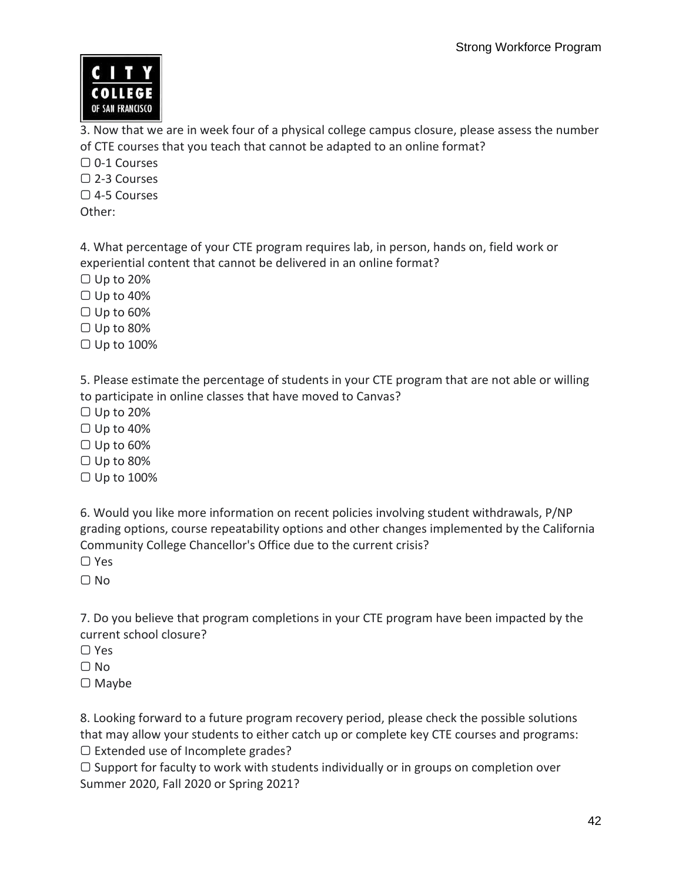3. Now that we are in week four of a physical college campus closure, please assess the number of CTE courses that you teach that cannot be adapted to an online format?

▢ 0-1 Courses
▢ 2-3 Courses
▢ 4-5 Courses
Other:

4. What percentage of your CTE program requires lab, in person, hands on, field work or experiential content that cannot be delivered in an online format?

▢ Up to 20%
▢ Up to 40%
▢ Up to 60%
▢ Up to 80%
▢ Up to 100%

5. Please estimate the percentage of students in your CTE program that are not able or willing to participate in online classes that have moved to Canvas?

▢ Up to 20%
▢ Up to 40%
▢ Up to 60%
▢ Up to 80%
▢ Up to 100%

6. Would you like more information on recent policies involving student withdrawals, P/NP grading options, course repeatability options and other changes implemented by the California Community College Chancellor's Office due to the current crisis?

▢ Yes
▢ No

7. Do you believe that program completions in your CTE program have been impacted by the current school closure?

▢ Yes
▢ No
▢ Maybe

8. Looking forward to a future program recovery period, please check the possible solutions that may allow your students to either catch up or complete key CTE courses and programs:

▢ Extended use of Incomplete grades?
▢ Support for faculty to work with students individually or in groups on completion over Summer 2020, Fall 2020 or Spring 2021?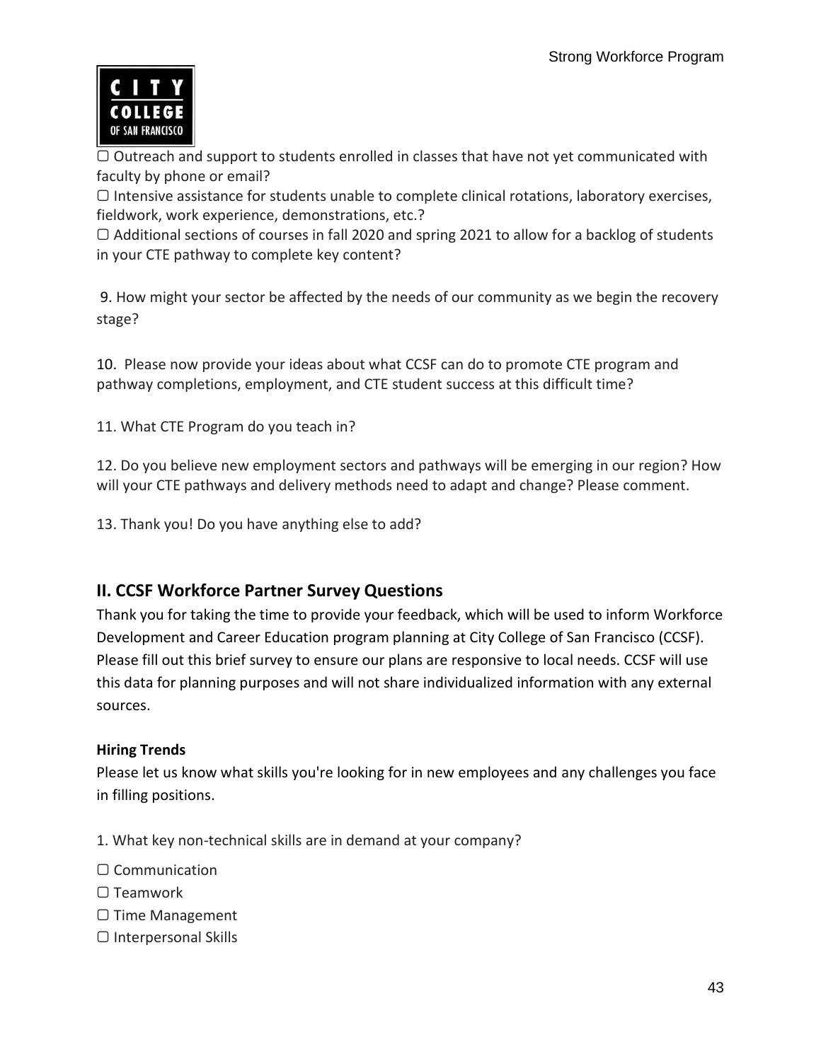▢ Outreach and support to students enrolled in classes that have not yet communicated with faculty by phone or email?

▢ Intensive assistance for students unable to complete clinical rotations, laboratory exercises, fieldwork, work experience, demonstrations, etc.?

▢ Additional sections of courses in fall 2020 and spring 2021 to allow for a backlog of students in your CTE pathway to complete key content?

9. How might your sector be affected by the needs of our community as we begin the recovery stage?

10. Please now provide your ideas about what CCSF can do to promote CTE program and pathway completions, employment, and CTE student success at this difficult time?

11. What CTE Program do you teach in?

12. Do you believe new employment sectors and pathways will be emerging in our region? How will your CTE pathways and delivery methods need to adapt and change? Please comment.

13. Thank you! Do you have anything else to add?

## II. CCSF Workforce Partner Survey Questions

Thank you for taking the time to provide your feedback, which will be used to inform Workforce Development and Career Education program planning at City College of San Francisco (CCSF). Please fill out this brief survey to ensure our plans are responsive to local needs. CCSF will use this data for planning purposes and will not share individualized information with any external sources.

**Hiring Trends**

Please let us know what skills you're looking for in new employees and any challenges you face in filling positions.

1. What key non-technical skills are in demand at your company?

▢ Communication

▢ Teamwork

▢ Time Management

▢ Interpersonal Skills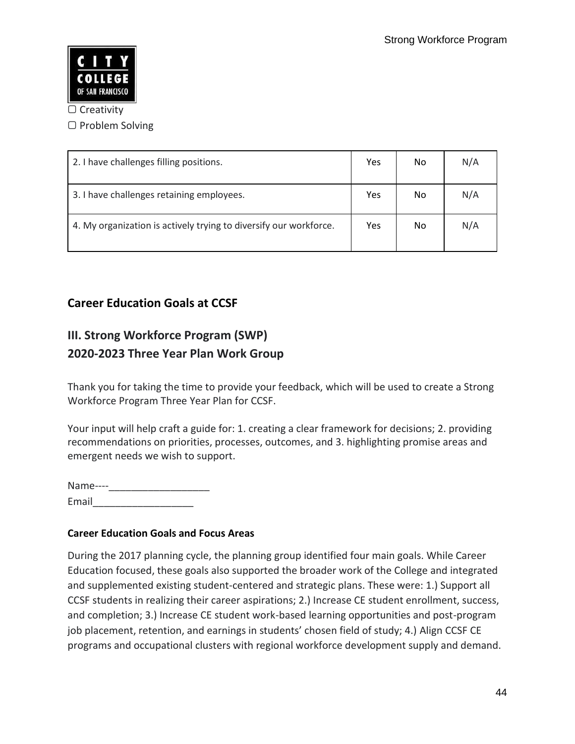▢ Creativity

▢ Problem Solving

| 2. I have challenges filling positions. | Yes | No | N/A |
|---|---|---|---|
| 3. I have challenges retaining employees. | Yes | No | N/A |
| 4. My organization is actively trying to diversify our workforce. | Yes | No | N/A |

## Career Education Goals at CCSF

## III. Strong Workforce Program (SWP)
## 2020-2023 Three Year Plan Work Group

Thank you for taking the time to provide your feedback, which will be used to create a Strong Workforce Program Three Year Plan for CCSF.

Your input will help craft a guide for: 1. creating a clear framework for decisions; 2. providing recommendations on priorities, processes, outcomes, and 3. highlighting promise areas and emergent needs we wish to support.

Name----___________________

Email___________________

**Career Education Goals and Focus Areas**

During the 2017 planning cycle, the planning group identified four main goals. While Career Education focused, these goals also supported the broader work of the College and integrated and supplemented existing student-centered and strategic plans. These were: 1.) Support all CCSF students in realizing their career aspirations; 2.) Increase CE student enrollment, success, and completion; 3.) Increase CE student work-based learning opportunities and post-program job placement, retention, and earnings in students' chosen field of study; 4.) Align CCSF CE programs and occupational clusters with regional workforce development supply and demand.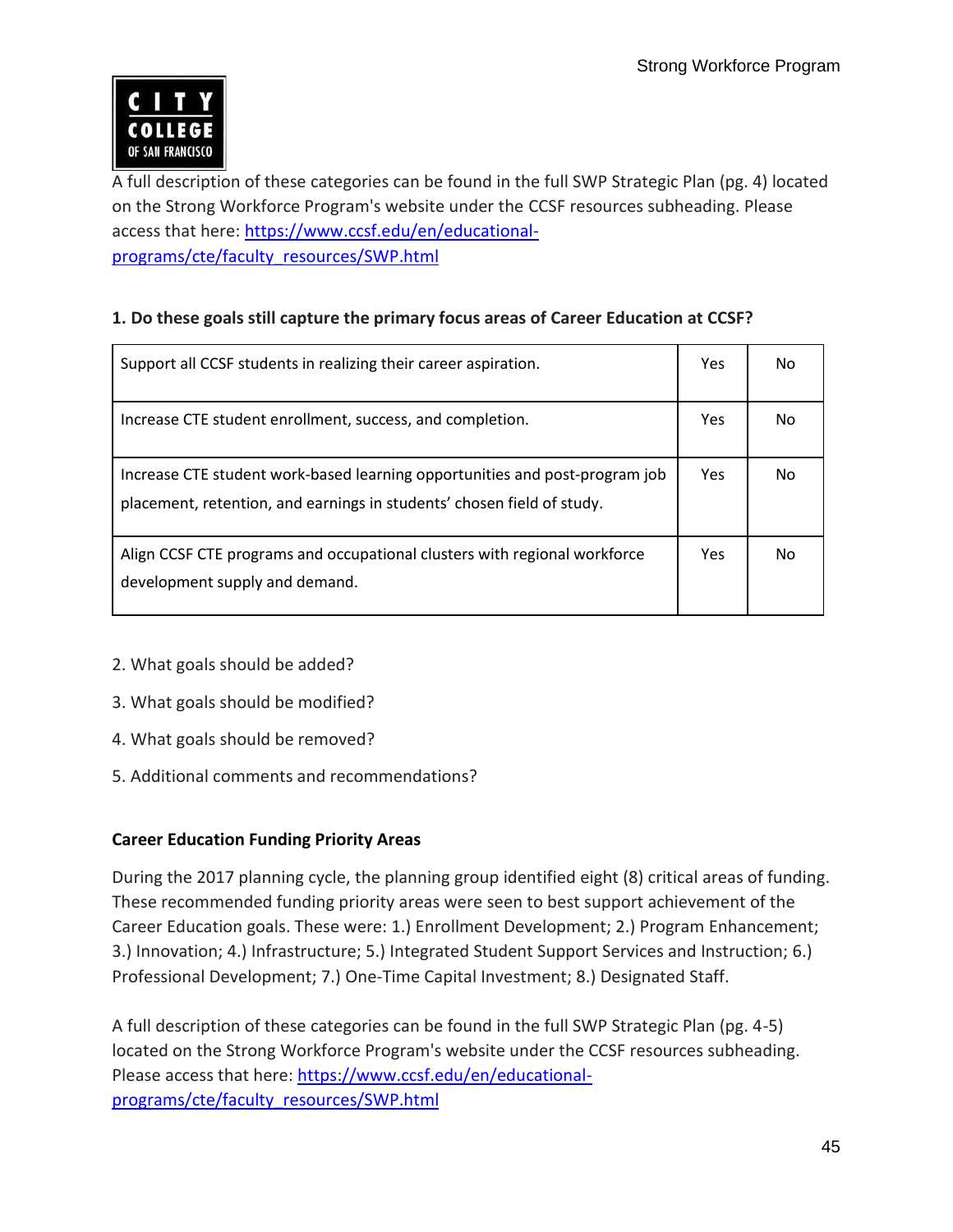A full description of these categories can be found in the full SWP Strategic Plan (pg. 4) located on the Strong Workforce Program's website under the CCSF resources subheading. Please access that here: https://www.ccsf.edu/en/educational-programs/cte/faculty_resources/SWP.html

**1. Do these goals still capture the primary focus areas of Career Education at CCSF?**

| | | |
|---|---|---|
| Support all CCSF students in realizing their career aspiration. | Yes | No |
| Increase CTE student enrollment, success, and completion. | Yes | No |
| Increase CTE student work-based learning opportunities and post-program job placement, retention, and earnings in students' chosen field of study. | Yes | No |
| Align CCSF CTE programs and occupational clusters with regional workforce development supply and demand. | Yes | No |

2. What goals should be added?

3. What goals should be modified?

4. What goals should be removed?

5. Additional comments and recommendations?

**Career Education Funding Priority Areas**

During the 2017 planning cycle, the planning group identified eight (8) critical areas of funding. These recommended funding priority areas were seen to best support achievement of the Career Education goals. These were: 1.) Enrollment Development; 2.) Program Enhancement; 3.) Innovation; 4.) Infrastructure; 5.) Integrated Student Support Services and Instruction; 6.) Professional Development; 7.) One-Time Capital Investment; 8.) Designated Staff.

A full description of these categories can be found in the full SWP Strategic Plan (pg. 4-5) located on the Strong Workforce Program's website under the CCSF resources subheading. Please access that here: https://www.ccsf.edu/en/educational-programs/cte/faculty_resources/SWP.html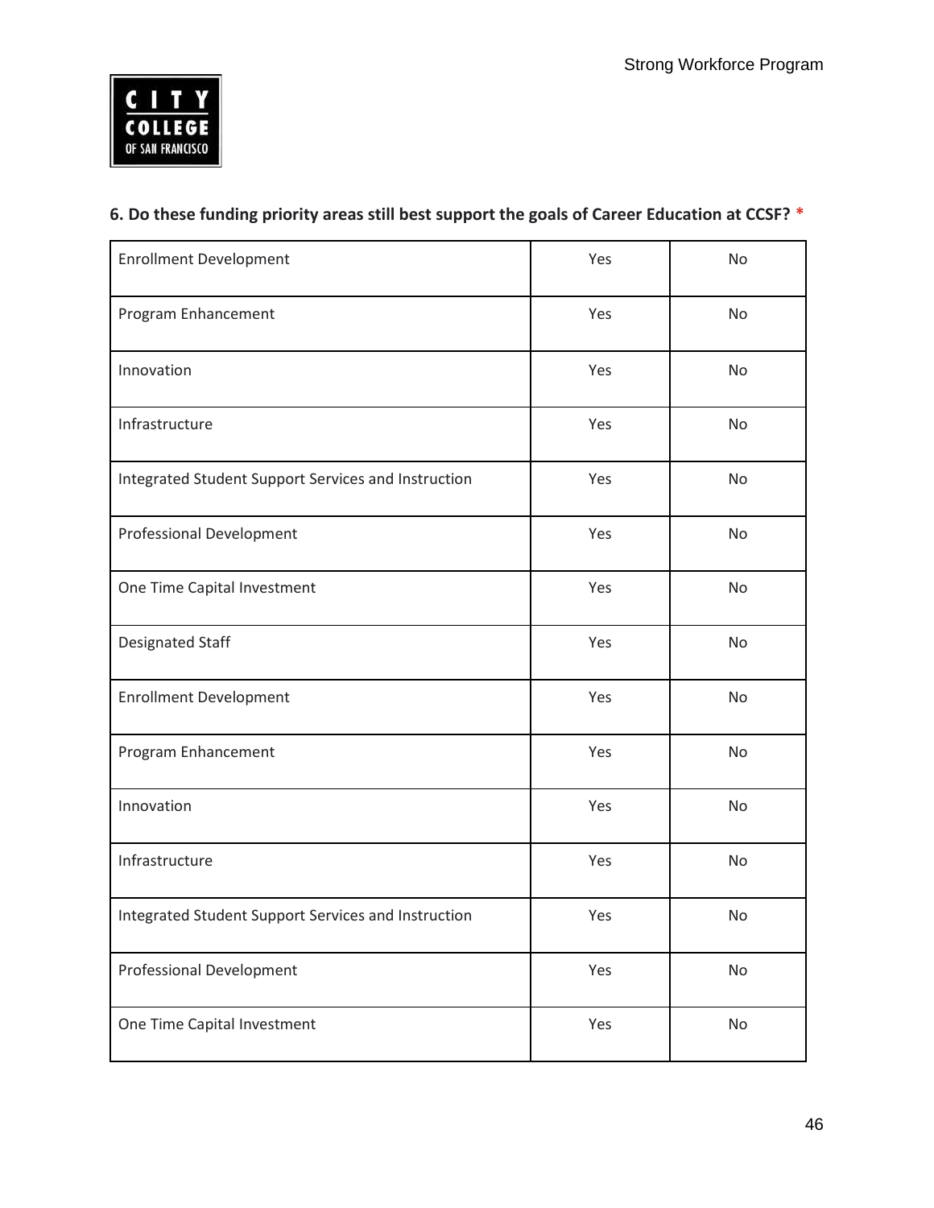**6. Do these funding priority areas still best support the goals of Career Education at CCSF? ***

| | | |
|---|---|---|
| Enrollment Development | Yes | No |
| Program Enhancement | Yes | No |
| Innovation | Yes | No |
| Infrastructure | Yes | No |
| Integrated Student Support Services and Instruction | Yes | No |
| Professional Development | Yes | No |
| One Time Capital Investment | Yes | No |
| Designated Staff | Yes | No |
| Enrollment Development | Yes | No |
| Program Enhancement | Yes | No |
| Innovation | Yes | No |
| Infrastructure | Yes | No |
| Integrated Student Support Services and Instruction | Yes | No |
| Professional Development | Yes | No |
| One Time Capital Investment | Yes | No |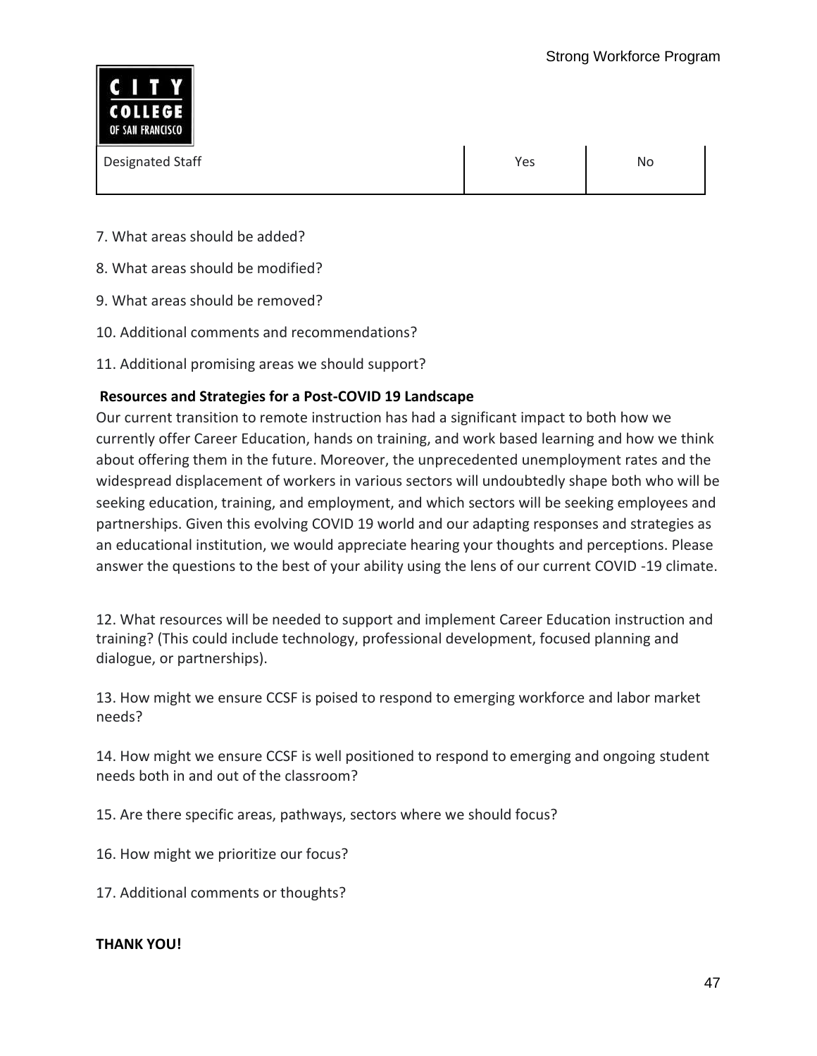| Designated Staff | Yes | No |
|---|---|---|

7. What areas should be added?

8. What areas should be modified?

9. What areas should be removed?

10. Additional comments and recommendations?

11. Additional promising areas we should support?

**Resources and Strategies for a Post-COVID 19 Landscape**

Our current transition to remote instruction has had a significant impact to both how we currently offer Career Education, hands on training, and work based learning and how we think about offering them in the future. Moreover, the unprecedented unemployment rates and the widespread displacement of workers in various sectors will undoubtedly shape both who will be seeking education, training, and employment, and which sectors will be seeking employees and partnerships. Given this evolving COVID 19 world and our adapting responses and strategies as an educational institution, we would appreciate hearing your thoughts and perceptions. Please answer the questions to the best of your ability using the lens of our current COVID -19 climate.

12. What resources will be needed to support and implement Career Education instruction and training? (This could include technology, professional development, focused planning and dialogue, or partnerships).

13. How might we ensure CCSF is poised to respond to emerging workforce and labor market needs?

14. How might we ensure CCSF is well positioned to respond to emerging and ongoing student needs both in and out of the classroom?

15. Are there specific areas, pathways, sectors where we should focus?

16. How might we prioritize our focus?

17. Additional comments or thoughts?

**THANK YOU!**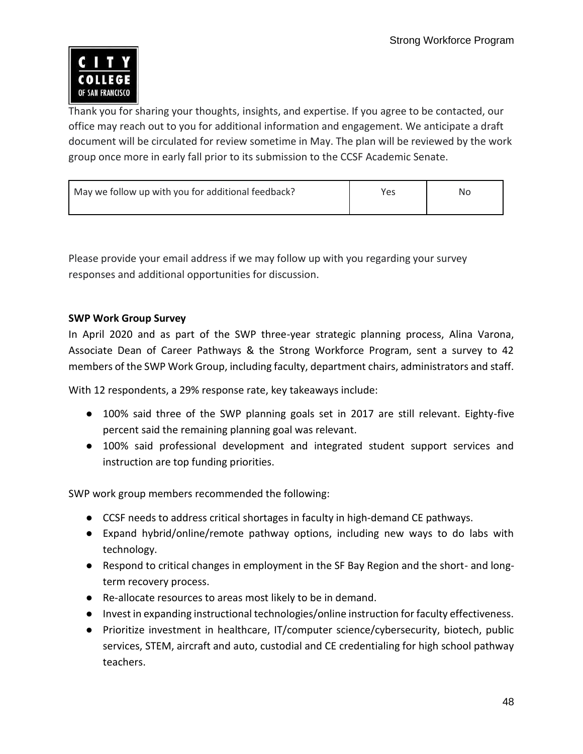Thank you for sharing your thoughts, insights, and expertise. If you agree to be contacted, our office may reach out to you for additional information and engagement. We anticipate a draft document will be circulated for review sometime in May. The plan will be reviewed by the work group once more in early fall prior to its submission to the CCSF Academic Senate.

| May we follow up with you for additional feedback? | Yes | No |
|---|---|---|

Please provide your email address if we may follow up with you regarding your survey responses and additional opportunities for discussion.

**SWP Work Group Survey**

In April 2020 and as part of the SWP three-year strategic planning process, Alina Varona, Associate Dean of Career Pathways & the Strong Workforce Program, sent a survey to 42 members of the SWP Work Group, including faculty, department chairs, administrators and staff.

With 12 respondents, a 29% response rate, key takeaways include:

- 100% said three of the SWP planning goals set in 2017 are still relevant. Eighty-five percent said the remaining planning goal was relevant.
- 100% said professional development and integrated student support services and instruction are top funding priorities.

SWP work group members recommended the following:

- CCSF needs to address critical shortages in faculty in high-demand CE pathways.
- Expand hybrid/online/remote pathway options, including new ways to do labs with technology.
- Respond to critical changes in employment in the SF Bay Region and the short- and long-term recovery process.
- Re-allocate resources to areas most likely to be in demand.
- Invest in expanding instructional technologies/online instruction for faculty effectiveness.
- Prioritize investment in healthcare, IT/computer science/cybersecurity, biotech, public services, STEM, aircraft and auto, custodial and CE credentialing for high school pathway teachers.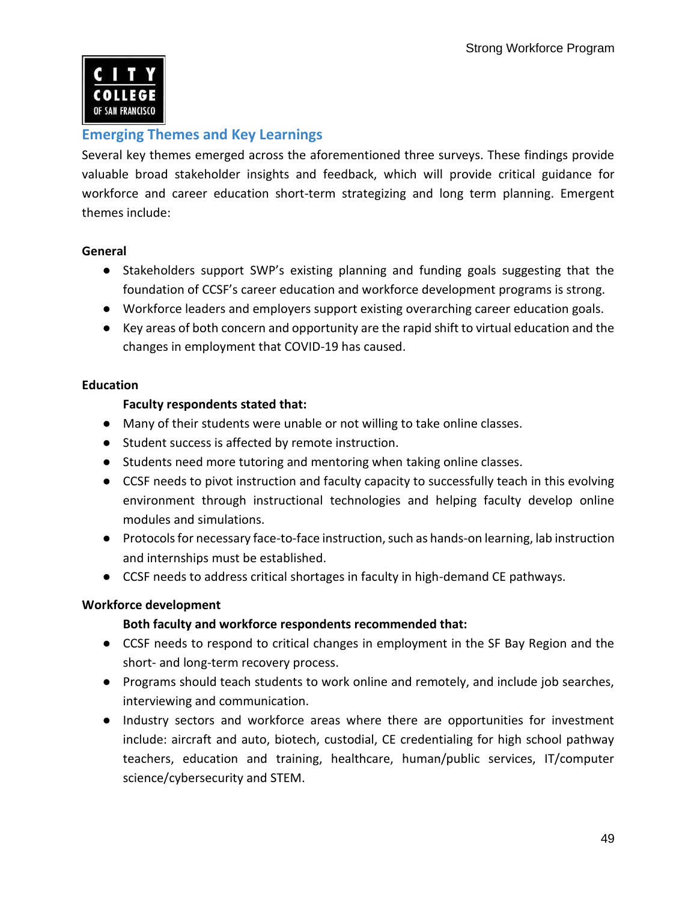## Emerging Themes and Key Learnings

Several key themes emerged across the aforementioned three surveys. These findings provide valuable broad stakeholder insights and feedback, which will provide critical guidance for workforce and career education short-term strategizing and long term planning. Emergent themes include:

**General**

- Stakeholders support SWP's existing planning and funding goals suggesting that the foundation of CCSF's career education and workforce development programs is strong.
- Workforce leaders and employers support existing overarching career education goals.
- Key areas of both concern and opportunity are the rapid shift to virtual education and the changes in employment that COVID-19 has caused.

**Education**

**Faculty respondents stated that:**

- Many of their students were unable or not willing to take online classes.
- Student success is affected by remote instruction.
- Students need more tutoring and mentoring when taking online classes.
- CCSF needs to pivot instruction and faculty capacity to successfully teach in this evolving environment through instructional technologies and helping faculty develop online modules and simulations.
- Protocols for necessary face-to-face instruction, such as hands-on learning, lab instruction and internships must be established.
- CCSF needs to address critical shortages in faculty in high-demand CE pathways.

**Workforce development**

**Both faculty and workforce respondents recommended that:**

- CCSF needs to respond to critical changes in employment in the SF Bay Region and the short- and long-term recovery process.
- Programs should teach students to work online and remotely, and include job searches, interviewing and communication.
- Industry sectors and workforce areas where there are opportunities for investment include: aircraft and auto, biotech, custodial, CE credentialing for high school pathway teachers, education and training, healthcare, human/public services, IT/computer science/cybersecurity and STEM.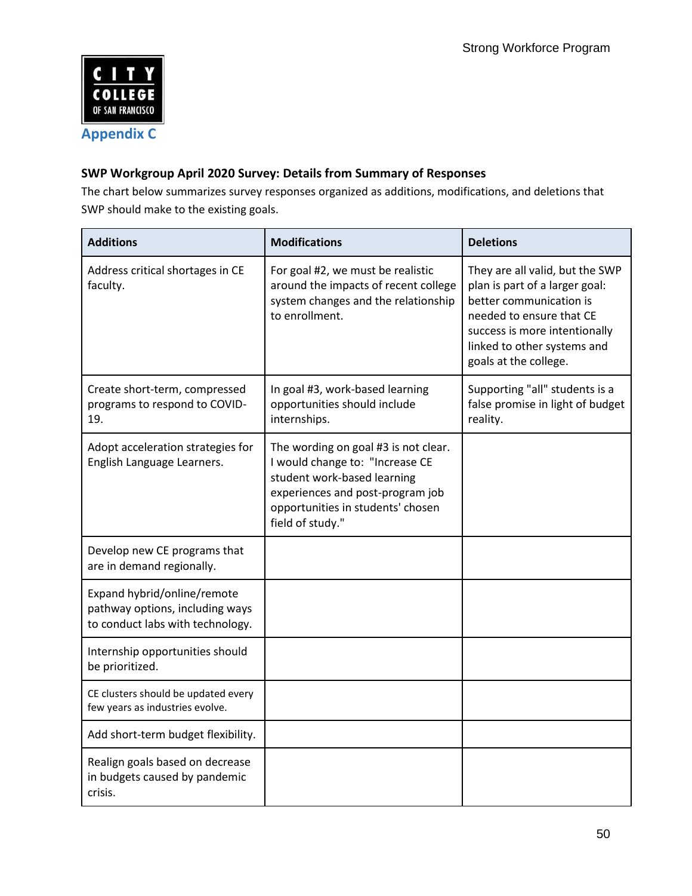## Appendix C

**SWP Workgroup April 2020 Survey: Details from Summary of Responses**

The chart below summarizes survey responses organized as additions, modifications, and deletions that SWP should make to the existing goals.

| Additions | Modifications | Deletions |
|---|---|---|
| Address critical shortages in CE faculty. | For goal #2, we must be realistic around the impacts of recent college system changes and the relationship to enrollment. | They are all valid, but the SWP plan is part of a larger goal: better communication is needed to ensure that CE success is more intentionally linked to other systems and goals at the college. |
| Create short-term, compressed programs to respond to COVID-19. | In goal #3, work-based learning opportunities should include internships. | Supporting "all" students is a false promise in light of budget reality. |
| Adopt acceleration strategies for English Language Learners. | The wording on goal #3 is not clear. I would change to: "Increase CE student work-based learning experiences and post-program job opportunities in students' chosen field of study." | |
| Develop new CE programs that are in demand regionally. | | |
| Expand hybrid/online/remote pathway options, including ways to conduct labs with technology. | | |
| Internship opportunities should be prioritized. | | |
| CE clusters should be updated every few years as industries evolve. | | |
| Add short-term budget flexibility. | | |
| Realign goals based on decrease in budgets caused by pandemic crisis. | | |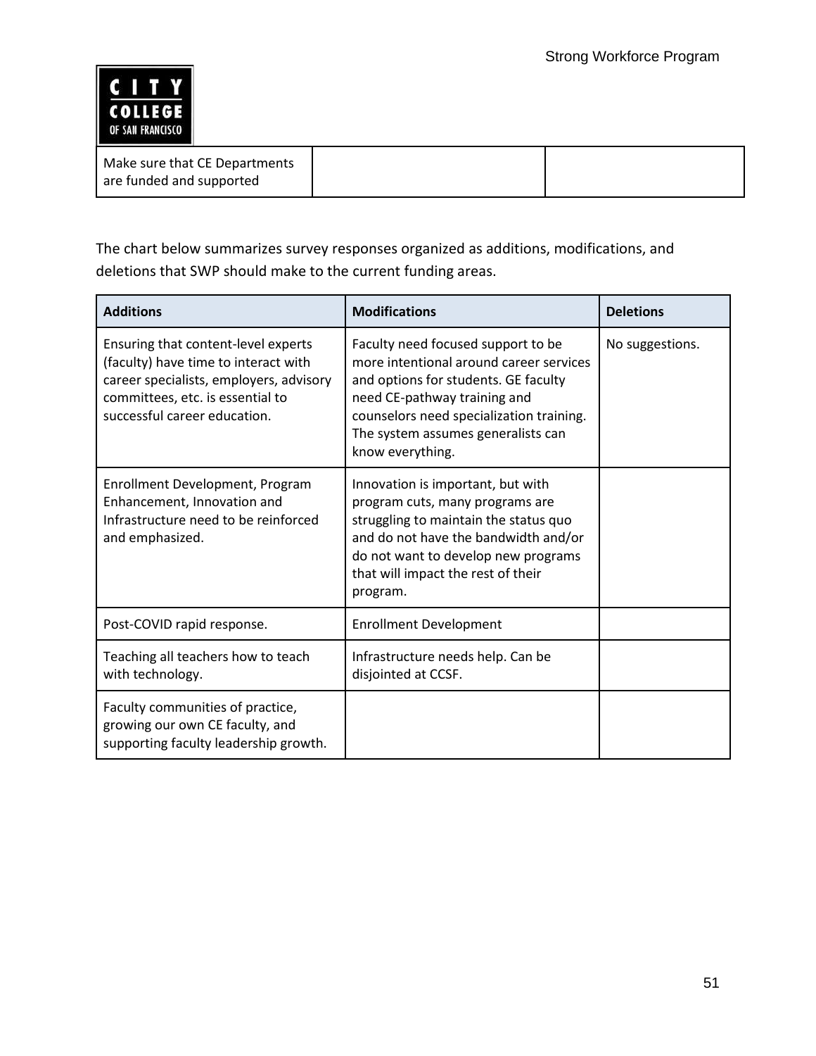| | | |
|---|---|---|
| Make sure that CE Departments are funded and supported | | |

The chart below summarizes survey responses organized as additions, modifications, and deletions that SWP should make to the current funding areas.

| **Additions** | **Modifications** | **Deletions** |
|---|---|---|
| Ensuring that content-level experts (faculty) have time to interact with career specialists, employers, advisory committees, etc. is essential to successful career education. | Faculty need focused support to be more intentional around career services and options for students. GE faculty need CE-pathway training and counselors need specialization training. The system assumes generalists can know everything. | No suggestions. |
| Enrollment Development, Program Enhancement, Innovation and Infrastructure need to be reinforced and emphasized. | Innovation is important, but with program cuts, many programs are struggling to maintain the status quo and do not have the bandwidth and/or do not want to develop new programs that will impact the rest of their program. | |
| Post-COVID rapid response. | Enrollment Development | |
| Teaching all teachers how to teach with technology. | Infrastructure needs help. Can be disjointed at CCSF. | |
| Faculty communities of practice, growing our own CE faculty, and supporting faculty leadership growth. | | |